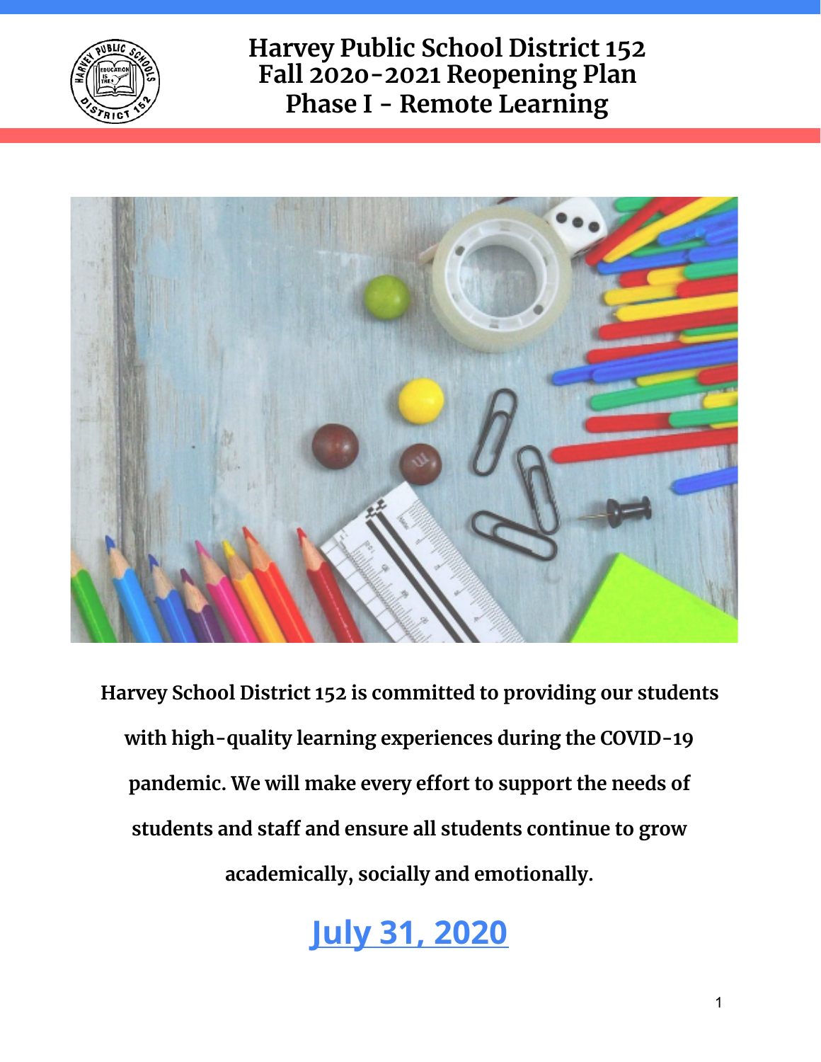# Harvey Public School District 152
# Fall 2020-2021 Reopening Plan
# Phase I - Remote Learning

**Harvey School District 152 is committed to providing our students with high-quality learning experiences during the COVID-19 pandemic. We will make every effort to support the needs of students and staff and ensure all students continue to grow academically, socially and emotionally.**

## July 31, 2020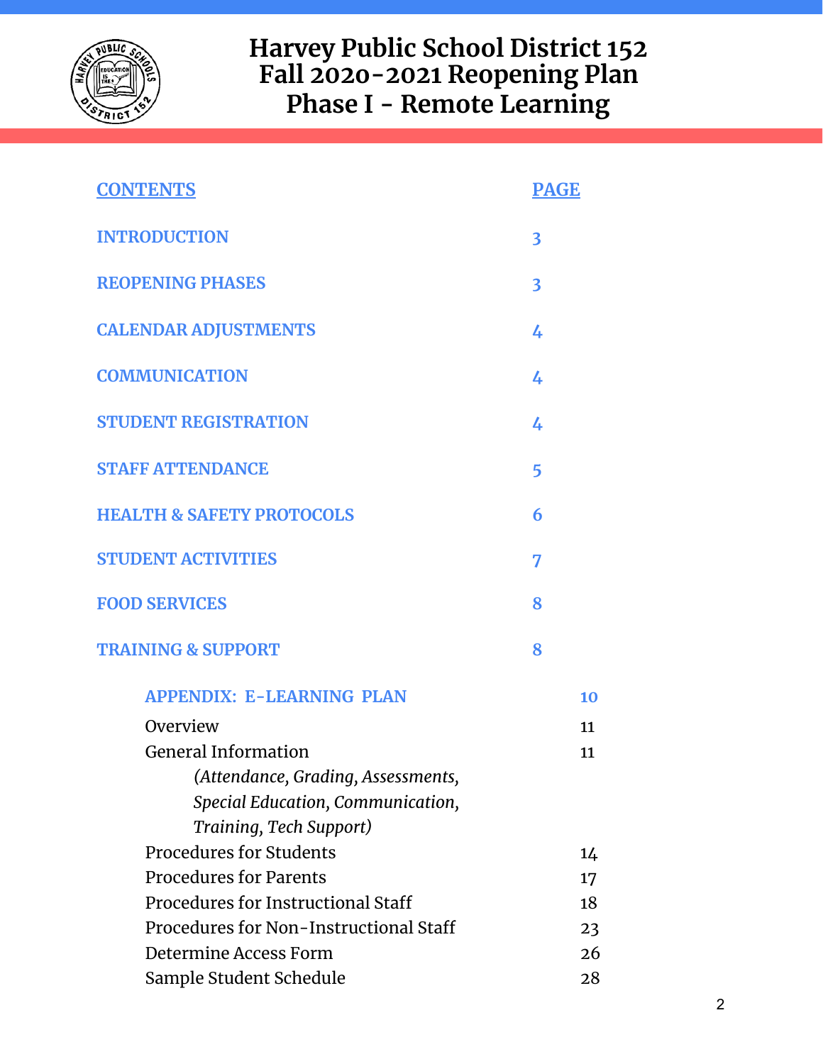# Harvey Public School District 152
# Fall 2020-2021 Reopening Plan
# Phase I - Remote Learning

| CONTENTS | PAGE |
|---|---|
| INTRODUCTION | 3 |
| REOPENING PHASES | 3 |
| CALENDAR ADJUSTMENTS | 4 |
| COMMUNICATION | 4 |
| STUDENT REGISTRATION | 4 |
| STAFF ATTENDANCE | 5 |
| HEALTH & SAFETY PROTOCOLS | 6 |
| STUDENT ACTIVITIES | 7 |
| FOOD SERVICES | 8 |
| TRAINING & SUPPORT | 8 |
| **APPENDIX: E-LEARNING PLAN** | **10** |
| Overview | 11 |
| General Information *(Attendance, Grading, Assessments, Special Education, Communication, Training, Tech Support)* | 11 |
| Procedures for Students | 14 |
| Procedures for Parents | 17 |
| Procedures for Instructional Staff | 18 |
| Procedures for Non-Instructional Staff | 23 |
| Determine Access Form | 26 |
| Sample Student Schedule | 28 |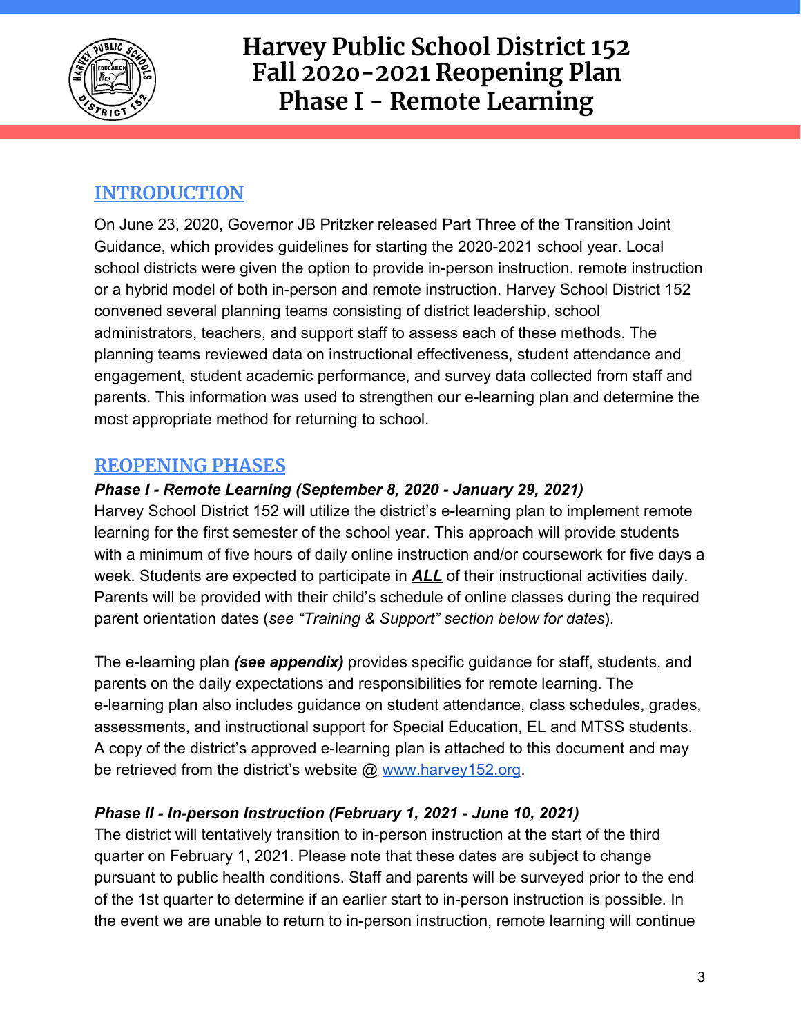# Harvey Public School District 152
# Fall 2020-2021 Reopening Plan
# Phase I - Remote Learning

## INTRODUCTION

On June 23, 2020, Governor JB Pritzker released Part Three of the Transition Joint Guidance, which provides guidelines for starting the 2020-2021 school year. Local school districts were given the option to provide in-person instruction, remote instruction or a hybrid model of both in-person and remote instruction. Harvey School District 152 convened several planning teams consisting of district leadership, school administrators, teachers, and support staff to assess each of these methods. The planning teams reviewed data on instructional effectiveness, student attendance and engagement, student academic performance, and survey data collected from staff and parents. This information was used to strengthen our e-learning plan and determine the most appropriate method for returning to school.

## REOPENING PHASES

***Phase I - Remote Learning (September 8, 2020 - January 29, 2021)***

Harvey School District 152 will utilize the district's e-learning plan to implement remote learning for the first semester of the school year. This approach will provide students with a minimum of five hours of daily online instruction and/or coursework for five days a week. Students are expected to participate in ***ALL*** of their instructional activities daily. Parents will be provided with their child's schedule of online classes during the required parent orientation dates (*see "Training & Support" section below for dates*).

The e-learning plan ***(see appendix)*** provides specific guidance for staff, students, and parents on the daily expectations and responsibilities for remote learning. The e-learning plan also includes guidance on student attendance, class schedules, grades, assessments, and instructional support for Special Education, EL and MTSS students. A copy of the district's approved e-learning plan is attached to this document and may be retrieved from the district's website @ [www.harvey152.org](www.harvey152.org).

***Phase II - In-person Instruction (February 1, 2021 - June 10, 2021)***

The district will tentatively transition to in-person instruction at the start of the third quarter on February 1, 2021. Please note that these dates are subject to change pursuant to public health conditions. Staff and parents will be surveyed prior to the end of the 1st quarter to determine if an earlier start to in-person instruction is possible. In the event we are unable to return to in-person instruction, remote learning will continue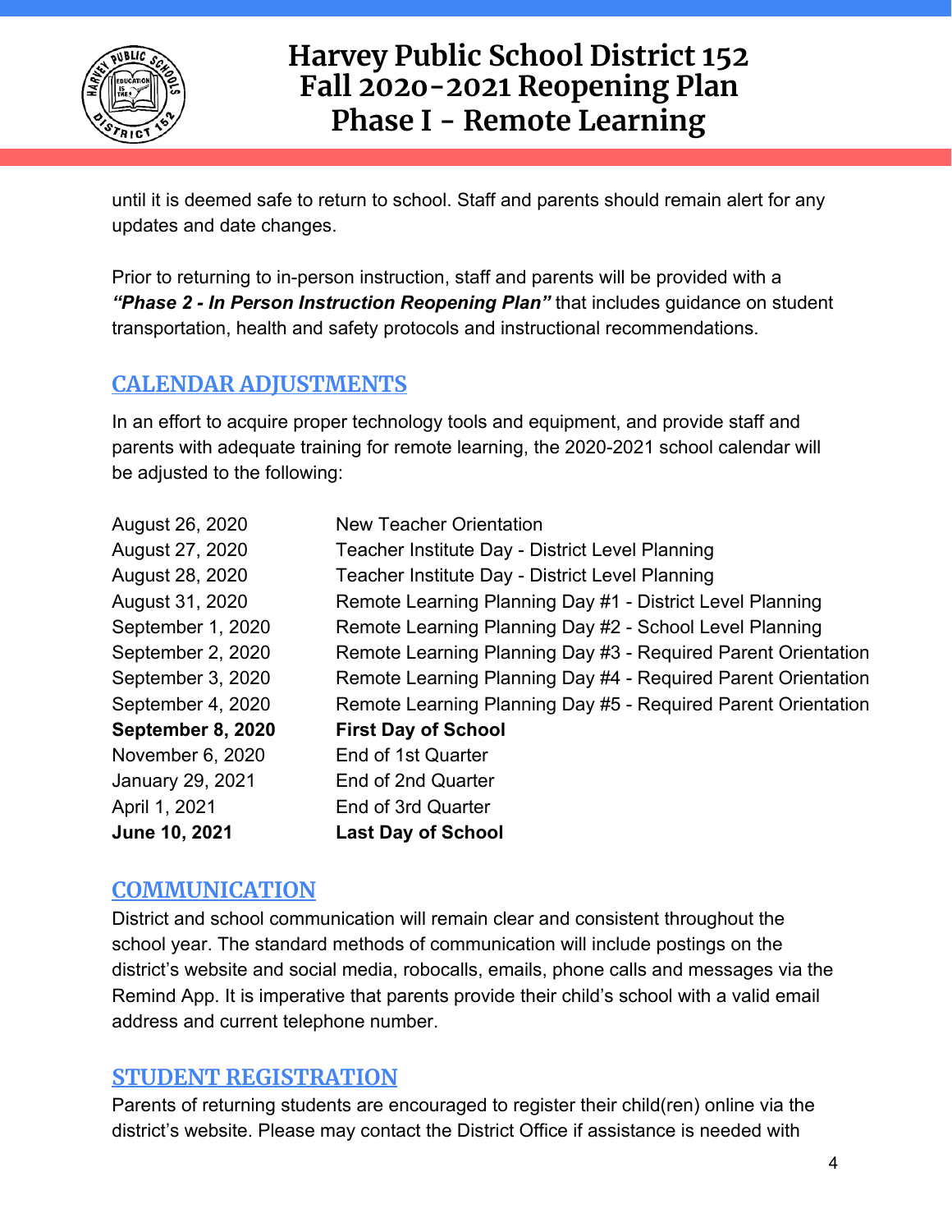until it is deemed safe to return to school. Staff and parents should remain alert for any updates and date changes.

Prior to returning to in-person instruction, staff and parents will be provided with a ***"Phase 2 - In Person Instruction Reopening Plan"*** that includes guidance on student transportation, health and safety protocols and instructional recommendations.

## CALENDAR ADJUSTMENTS

In an effort to acquire proper technology tools and equipment, and provide staff and parents with adequate training for remote learning, the 2020-2021 school calendar will be adjusted to the following:

| | |
|---|---|
| August 26, 2020 | New Teacher Orientation |
| August 27, 2020 | Teacher Institute Day - District Level Planning |
| August 28, 2020 | Teacher Institute Day - District Level Planning |
| August 31, 2020 | Remote Learning Planning Day #1 - District Level Planning |
| September 1, 2020 | Remote Learning Planning Day #2 - School Level Planning |
| September 2, 2020 | Remote Learning Planning Day #3 - Required Parent Orientation |
| September 3, 2020 | Remote Learning Planning Day #4 - Required Parent Orientation |
| September 4, 2020 | Remote Learning Planning Day #5 - Required Parent Orientation |
| **September 8, 2020** | **First Day of School** |
| November 6, 2020 | End of 1st Quarter |
| January 29, 2021 | End of 2nd Quarter |
| April 1, 2021 | End of 3rd Quarter |
| **June 10, 2021** | **Last Day of School** |

## COMMUNICATION

District and school communication will remain clear and consistent throughout the school year. The standard methods of communication will include postings on the district's website and social media, robocalls, emails, phone calls and messages via the Remind App. It is imperative that parents provide their child's school with a valid email address and current telephone number.

## STUDENT REGISTRATION

Parents of returning students are encouraged to register their child(ren) online via the district's website. Please may contact the District Office if assistance is needed with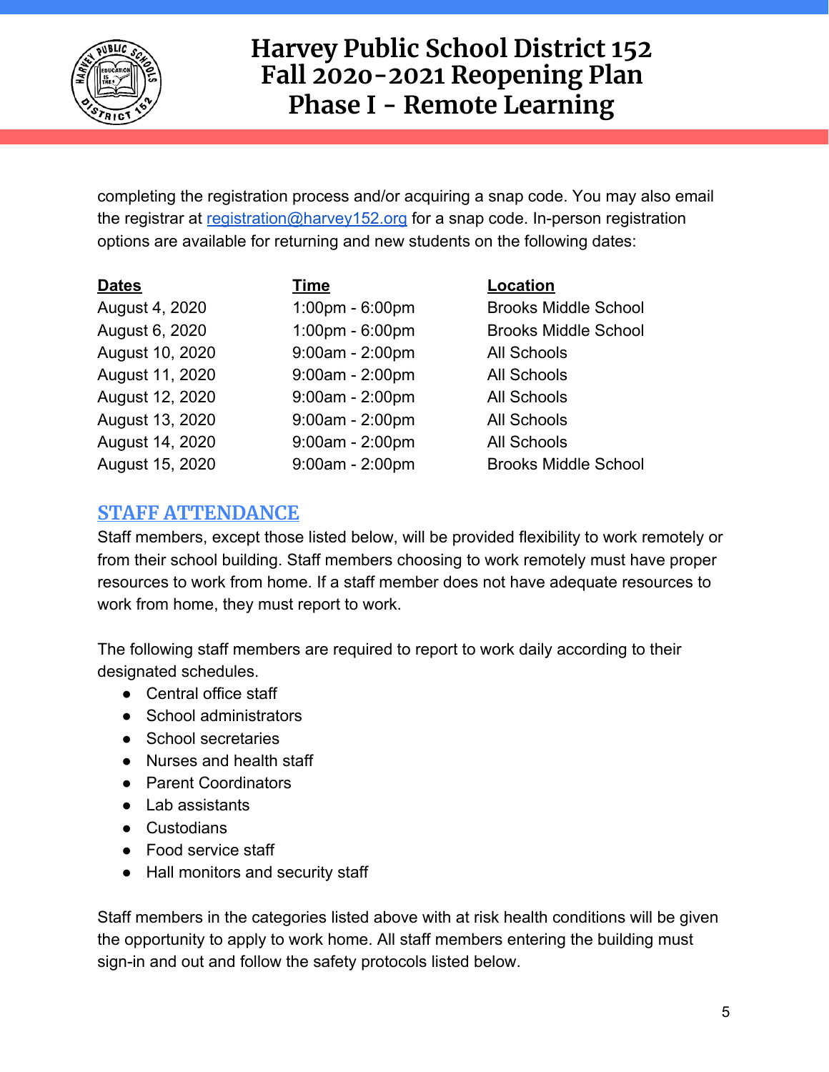completing the registration process and/or acquiring a snap code. You may also email the registrar at registration@harvey152.org for a snap code. In-person registration options are available for returning and new students on the following dates:

| Dates | Time | Location |
| --- | --- | --- |
| August 4, 2020 | 1:00pm - 6:00pm | Brooks Middle School |
| August 6, 2020 | 1:00pm - 6:00pm | Brooks Middle School |
| August 10, 2020 | 9:00am - 2:00pm | All Schools |
| August 11, 2020 | 9:00am - 2:00pm | All Schools |
| August 12, 2020 | 9:00am - 2:00pm | All Schools |
| August 13, 2020 | 9:00am - 2:00pm | All Schools |
| August 14, 2020 | 9:00am - 2:00pm | All Schools |
| August 15, 2020 | 9:00am - 2:00pm | Brooks Middle School |

## STAFF ATTENDANCE

Staff members, except those listed below, will be provided flexibility to work remotely or from their school building. Staff members choosing to work remotely must have proper resources to work from home. If a staff member does not have adequate resources to work from home, they must report to work.

The following staff members are required to report to work daily according to their designated schedules.

- Central office staff
- School administrators
- School secretaries
- Nurses and health staff
- Parent Coordinators
- Lab assistants
- Custodians
- Food service staff
- Hall monitors and security staff

Staff members in the categories listed above with at risk health conditions will be given the opportunity to apply to work home. All staff members entering the building must sign-in and out and follow the safety protocols listed below.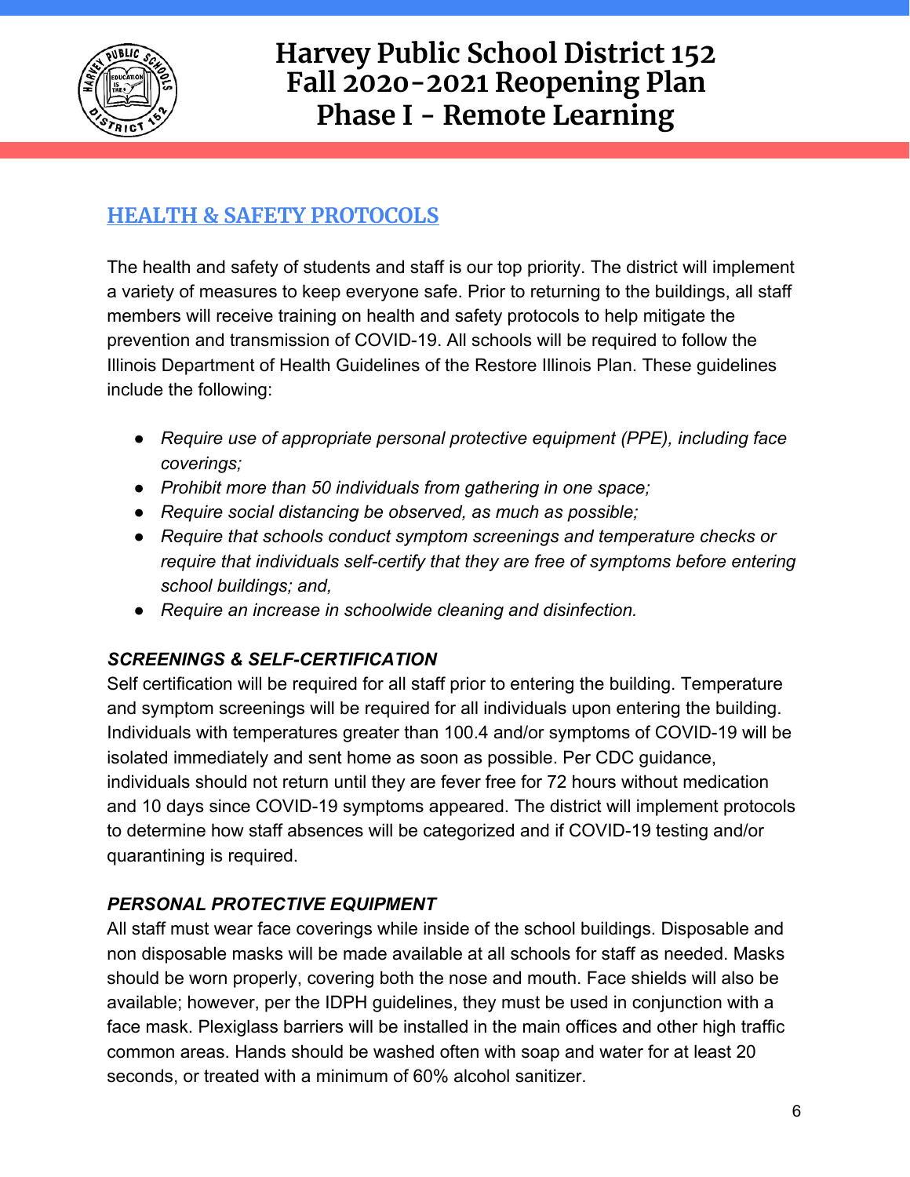## HEALTH & SAFETY PROTOCOLS

The health and safety of students and staff is our top priority. The district will implement a variety of measures to keep everyone safe. Prior to returning to the buildings, all staff members will receive training on health and safety protocols to help mitigate the prevention and transmission of COVID-19. All schools will be required to follow the Illinois Department of Health Guidelines of the Restore Illinois Plan. These guidelines include the following:

- *Require use of appropriate personal protective equipment (PPE), including face coverings;*
- *Prohibit more than 50 individuals from gathering in one space;*
- *Require social distancing be observed, as much as possible;*
- *Require that schools conduct symptom screenings and temperature checks or require that individuals self-certify that they are free of symptoms before entering school buildings; and,*
- *Require an increase in schoolwide cleaning and disinfection.*

### *SCREENINGS & SELF-CERTIFICATION*

Self certification will be required for all staff prior to entering the building. Temperature and symptom screenings will be required for all individuals upon entering the building. Individuals with temperatures greater than 100.4 and/or symptoms of COVID-19 will be isolated immediately and sent home as soon as possible. Per CDC guidance, individuals should not return until they are fever free for 72 hours without medication and 10 days since COVID-19 symptoms appeared. The district will implement protocols to determine how staff absences will be categorized and if COVID-19 testing and/or quarantining is required.

### *PERSONAL PROTECTIVE EQUIPMENT*

All staff must wear face coverings while inside of the school buildings. Disposable and non disposable masks will be made available at all schools for staff as needed. Masks should be worn properly, covering both the nose and mouth. Face shields will also be available; however, per the IDPH guidelines, they must be used in conjunction with a face mask. Plexiglass barriers will be installed in the main offices and other high traffic common areas. Hands should be washed often with soap and water for at least 20 seconds, or treated with a minimum of 60% alcohol sanitizer.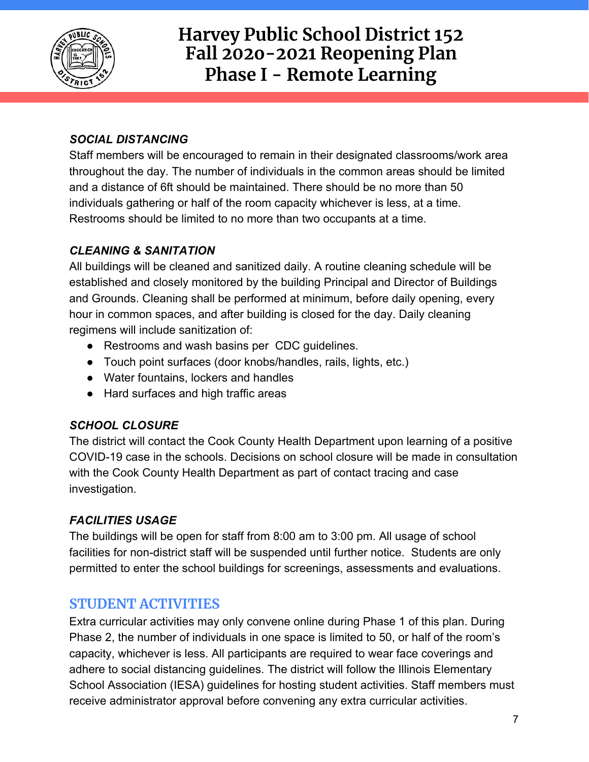***SOCIAL DISTANCING***

Staff members will be encouraged to remain in their designated classrooms/work area throughout the day. The number of individuals in the common areas should be limited and a distance of 6ft should be maintained. There should be no more than 50 individuals gathering or half of the room capacity whichever is less, at a time. Restrooms should be limited to no more than two occupants at a time.

***CLEANING & SANITATION***

All buildings will be cleaned and sanitized daily. A routine cleaning schedule will be established and closely monitored by the building Principal and Director of Buildings and Grounds. Cleaning shall be performed at minimum, before daily opening, every hour in common spaces, and after building is closed for the day. Daily cleaning regimens will include sanitization of:

- Restrooms and wash basins per CDC guidelines.
- Touch point surfaces (door knobs/handles, rails, lights, etc.)
- Water fountains, lockers and handles
- Hard surfaces and high traffic areas

***SCHOOL CLOSURE***

The district will contact the Cook County Health Department upon learning of a positive COVID-19 case in the schools. Decisions on school closure will be made in consultation with the Cook County Health Department as part of contact tracing and case investigation.

***FACILITIES USAGE***

The buildings will be open for staff from 8:00 am to 3:00 pm. All usage of school facilities for non-district staff will be suspended until further notice. Students are only permitted to enter the school buildings for screenings, assessments and evaluations.

## STUDENT ACTIVITIES

Extra curricular activities may only convene online during Phase 1 of this plan. During Phase 2, the number of individuals in one space is limited to 50, or half of the room's capacity, whichever is less. All participants are required to wear face coverings and adhere to social distancing guidelines. The district will follow the Illinois Elementary School Association (IESA) guidelines for hosting student activities. Staff members must receive administrator approval before convening any extra curricular activities.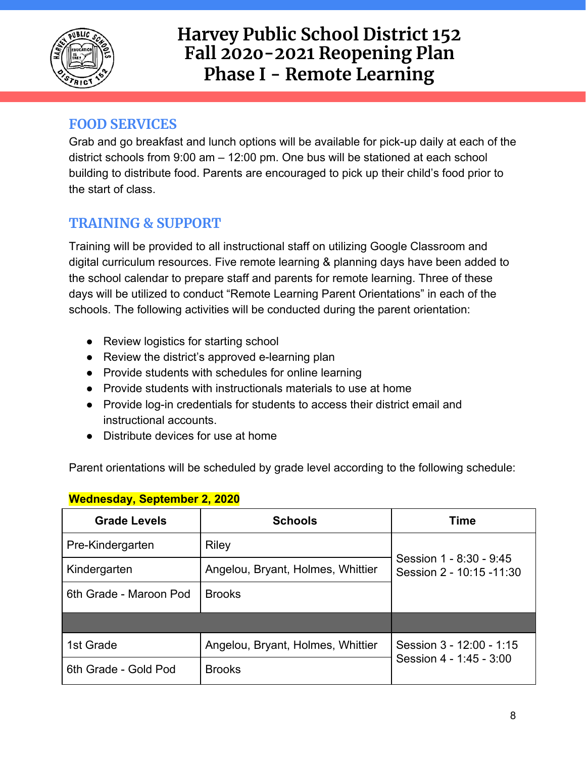## FOOD SERVICES

Grab and go breakfast and lunch options will be available for pick-up daily at each of the district schools from 9:00 am – 12:00 pm. One bus will be stationed at each school building to distribute food. Parents are encouraged to pick up their child's food prior to the start of class.

## TRAINING & SUPPORT

Training will be provided to all instructional staff on utilizing Google Classroom and digital curriculum resources. Five remote learning & planning days have been added to the school calendar to prepare staff and parents for remote learning. Three of these days will be utilized to conduct "Remote Learning Parent Orientations" in each of the schools. The following activities will be conducted during the parent orientation:

- Review logistics for starting school
- Review the district's approved e-learning plan
- Provide students with schedules for online learning
- Provide students with instructionals materials to use at home
- Provide log-in credentials for students to access their district email and instructional accounts.
- Distribute devices for use at home

Parent orientations will be scheduled by grade level according to the following schedule:

**Wednesday, September 2, 2020**

| Grade Levels | Schools | Time |
|---|---|---|
| Pre-Kindergarten | Riley | Session 1 - 8:30 - 9:45<br>Session 2 - 10:15 -11:30 |
| Kindergarten | Angelou, Bryant, Holmes, Whittier | |
| 6th Grade - Maroon Pod | Brooks | |
| | | |
| 1st Grade | Angelou, Bryant, Holmes, Whittier | Session 3 - 12:00 - 1:15<br>Session 4 - 1:45 - 3:00 |
| 6th Grade - Gold Pod | Brooks | |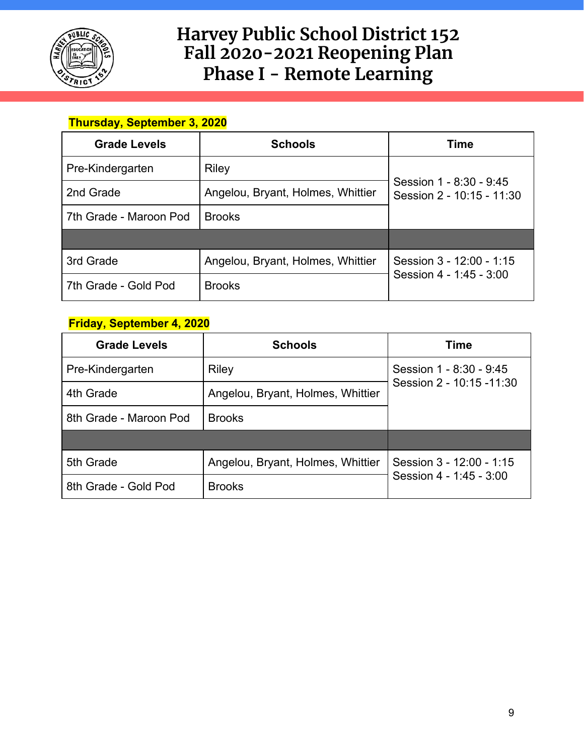# Harvey Public School District 152
# Fall 2020-2021 Reopening Plan
# Phase I - Remote Learning

**Thursday, September 3, 2020**

| Grade Levels | Schools | Time |
|---|---|---|
| Pre-Kindergarten | Riley | Session 1 - 8:30 - 9:45<br>Session 2 - 10:15 - 11:30 |
| 2nd Grade | Angelou, Bryant, Holmes, Whittier | |
| 7th Grade - Maroon Pod | Brooks | |
| | | |
| 3rd Grade | Angelou, Bryant, Holmes, Whittier | Session 3 - 12:00 - 1:15<br>Session 4 - 1:45 - 3:00 |
| 7th Grade - Gold Pod | Brooks | |

**Friday, September 4, 2020**

| Grade Levels | Schools | Time |
|---|---|---|
| Pre-Kindergarten | Riley | Session 1 - 8:30 - 9:45<br>Session 2 - 10:15 -11:30 |
| 4th Grade | Angelou, Bryant, Holmes, Whittier | |
| 8th Grade - Maroon Pod | Brooks | |
| | | |
| 5th Grade | Angelou, Bryant, Holmes, Whittier | Session 3 - 12:00 - 1:15<br>Session 4 - 1:45 - 3:00 |
| 8th Grade - Gold Pod | Brooks | |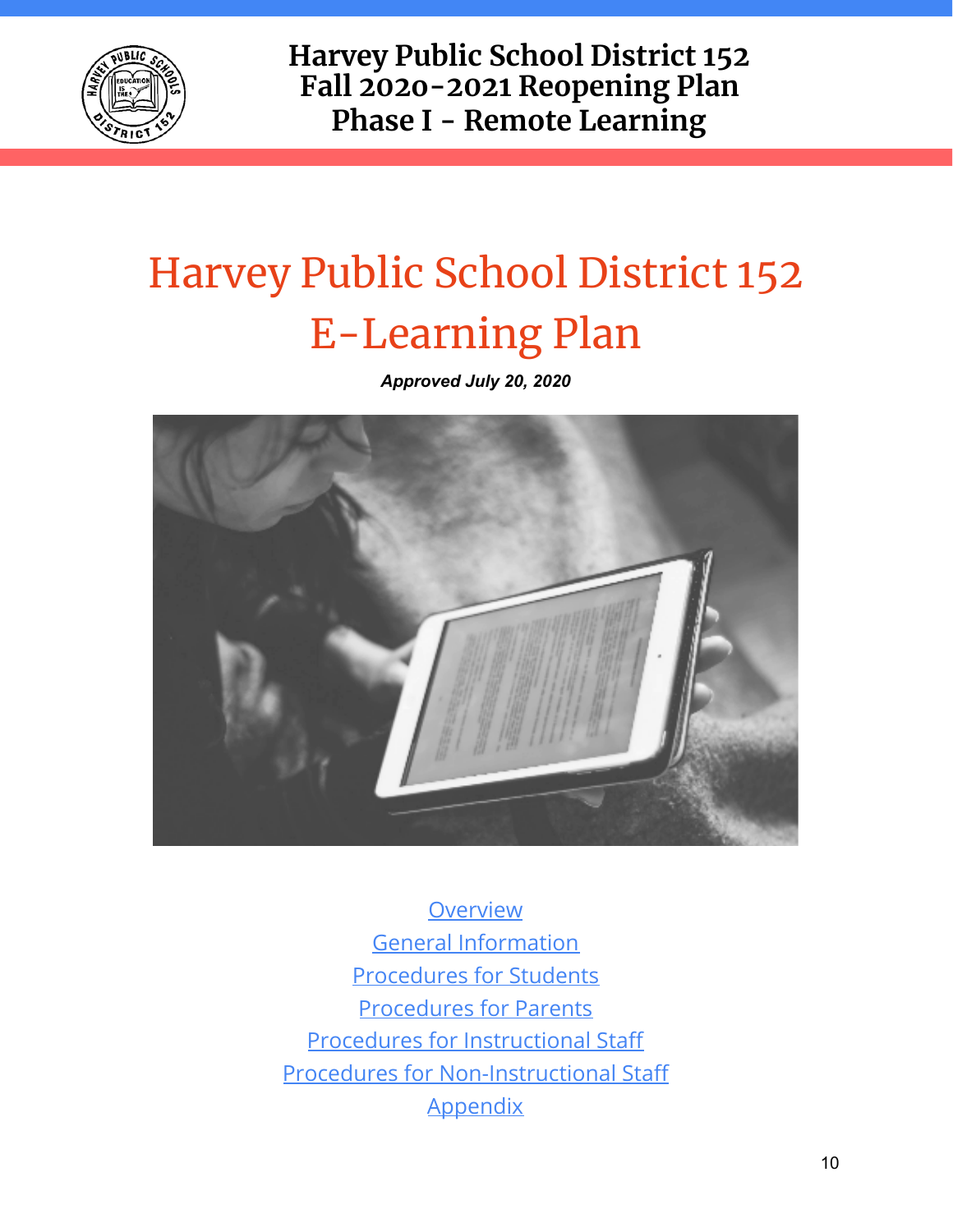# Harvey Public School District 152 E-Learning Plan

***Approved July 20, 2020***

[Overview](#)
[General Information](#)
[Procedures for Students](#)
[Procedures for Parents](#)
[Procedures for Instructional Staff](#)
[Procedures for Non-Instructional Staff](#)
[Appendix](#)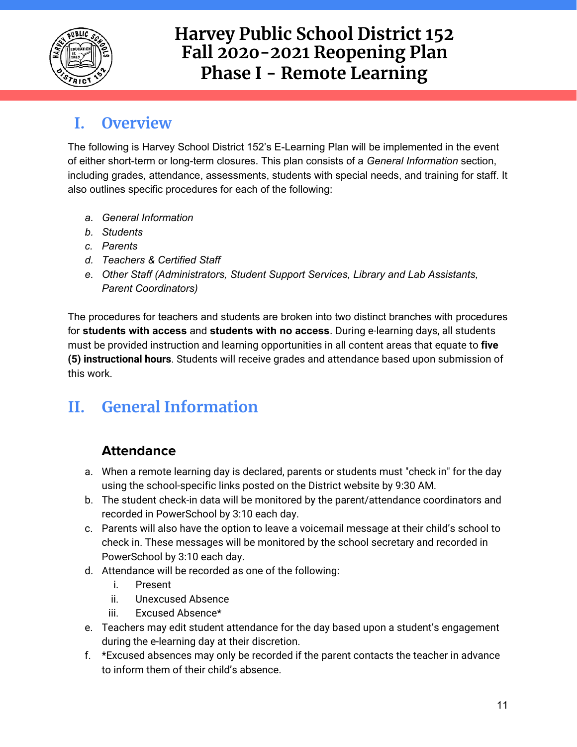# Harvey Public School District 152
# Fall 2020-2021 Reopening Plan
# Phase I - Remote Learning

## I. Overview

The following is Harvey School District 152's E-Learning Plan will be implemented in the event of either short-term or long-term closures. This plan consists of a *General Information* section, including grades, attendance, assessments, students with special needs, and training for staff. It also outlines specific procedures for each of the following:

a. *General Information*
b. *Students*
c. *Parents*
d. *Teachers & Certified Staff*
e. *Other Staff (Administrators, Student Support Services, Library and Lab Assistants, Parent Coordinators)*

The procedures for teachers and students are broken into two distinct branches with procedures for **students with access** and **students with no access**. During e-learning days, all students must be provided instruction and learning opportunities in all content areas that equate to **five (5) instructional hours**. Students will receive grades and attendance based upon submission of this work.

## II. General Information

### Attendance

a. When a remote learning day is declared, parents or students must "check in" for the day using the school-specific links posted on the District website by 9:30 AM.
b. The student check-in data will be monitored by the parent/attendance coordinators and recorded in PowerSchool by 3:10 each day.
c. Parents will also have the option to leave a voicemail message at their child's school to check in. These messages will be monitored by the school secretary and recorded in PowerSchool by 3:10 each day.
d. Attendance will be recorded as one of the following:
   i. Present
   ii. Unexcused Absence
   iii. Excused Absence*
e. Teachers may edit student attendance for the day based upon a student's engagement during the e-learning day at their discretion.
f. *Excused absences may only be recorded if the parent contacts the teacher in advance to inform them of their child's absence.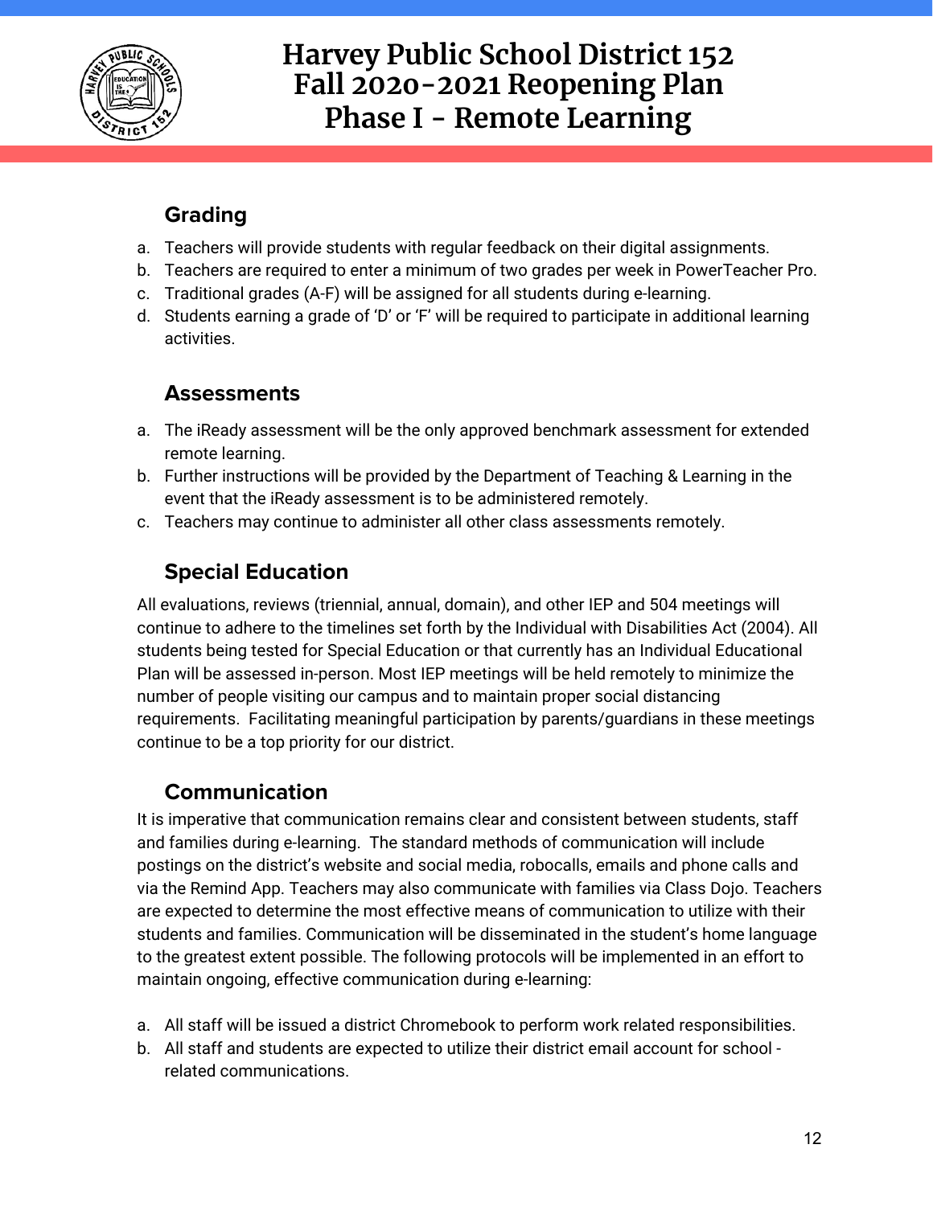## Grading

a. Teachers will provide students with regular feedback on their digital assignments.
b. Teachers are required to enter a minimum of two grades per week in PowerTeacher Pro.
c. Traditional grades (A-F) will be assigned for all students during e-learning.
d. Students earning a grade of 'D' or 'F' will be required to participate in additional learning activities.

## Assessments

a. The iReady assessment will be the only approved benchmark assessment for extended remote learning.
b. Further instructions will be provided by the Department of Teaching & Learning in the event that the iReady assessment is to be administered remotely.
c. Teachers may continue to administer all other class assessments remotely.

## Special Education

All evaluations, reviews (triennial, annual, domain), and other IEP and 504 meetings will continue to adhere to the timelines set forth by the Individual with Disabilities Act (2004). All students being tested for Special Education or that currently has an Individual Educational Plan will be assessed in-person. Most IEP meetings will be held remotely to minimize the number of people visiting our campus and to maintain proper social distancing requirements. Facilitating meaningful participation by parents/guardians in these meetings continue to be a top priority for our district.

## Communication

It is imperative that communication remains clear and consistent between students, staff and families during e-learning. The standard methods of communication will include postings on the district's website and social media, robocalls, emails and phone calls and via the Remind App. Teachers may also communicate with families via Class Dojo. Teachers are expected to determine the most effective means of communication to utilize with their students and families. Communication will be disseminated in the student's home language to the greatest extent possible. The following protocols will be implemented in an effort to maintain ongoing, effective communication during e-learning:

a. All staff will be issued a district Chromebook to perform work related responsibilities.
b. All staff and students are expected to utilize their district email account for school - related communications.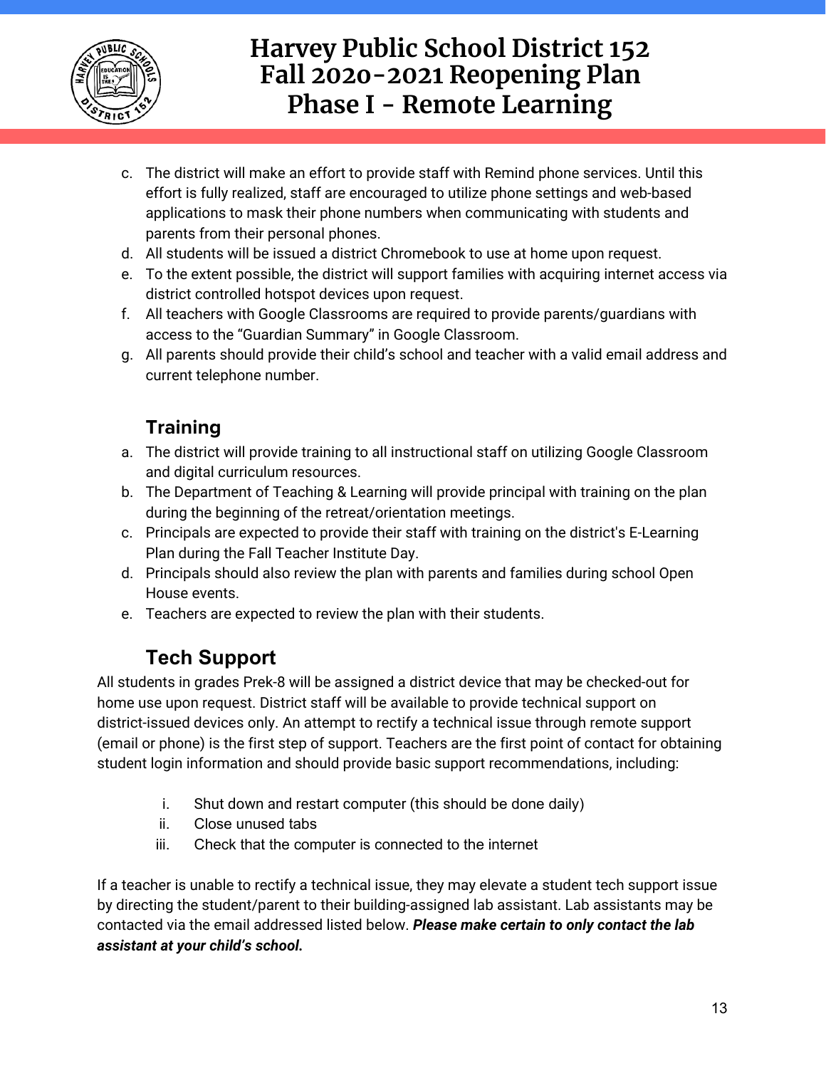c. The district will make an effort to provide staff with Remind phone services. Until this effort is fully realized, staff are encouraged to utilize phone settings and web-based applications to mask their phone numbers when communicating with students and parents from their personal phones.
d. All students will be issued a district Chromebook to use at home upon request.
e. To the extent possible, the district will support families with acquiring internet access via district controlled hotspot devices upon request.
f. All teachers with Google Classrooms are required to provide parents/guardians with access to the "Guardian Summary" in Google Classroom.
g. All parents should provide their child's school and teacher with a valid email address and current telephone number.

## Training

a. The district will provide training to all instructional staff on utilizing Google Classroom and digital curriculum resources.
b. The Department of Teaching & Learning will provide principal with training on the plan during the beginning of the retreat/orientation meetings.
c. Principals are expected to provide their staff with training on the district's E-Learning Plan during the Fall Teacher Institute Day.
d. Principals should also review the plan with parents and families during school Open House events.
e. Teachers are expected to review the plan with their students.

## Tech Support

All students in grades Prek-8 will be assigned a district device that may be checked-out for home use upon request. District staff will be available to provide technical support on district-issued devices only. An attempt to rectify a technical issue through remote support (email or phone) is the first step of support. Teachers are the first point of contact for obtaining student login information and should provide basic support recommendations, including:

i. Shut down and restart computer (this should be done daily)
ii. Close unused tabs
iii. Check that the computer is connected to the internet

If a teacher is unable to rectify a technical issue, they may elevate a student tech support issue by directing the student/parent to their building-assigned lab assistant. Lab assistants may be contacted via the email addressed listed below. ***Please make certain to only contact the lab assistant at your child's school.***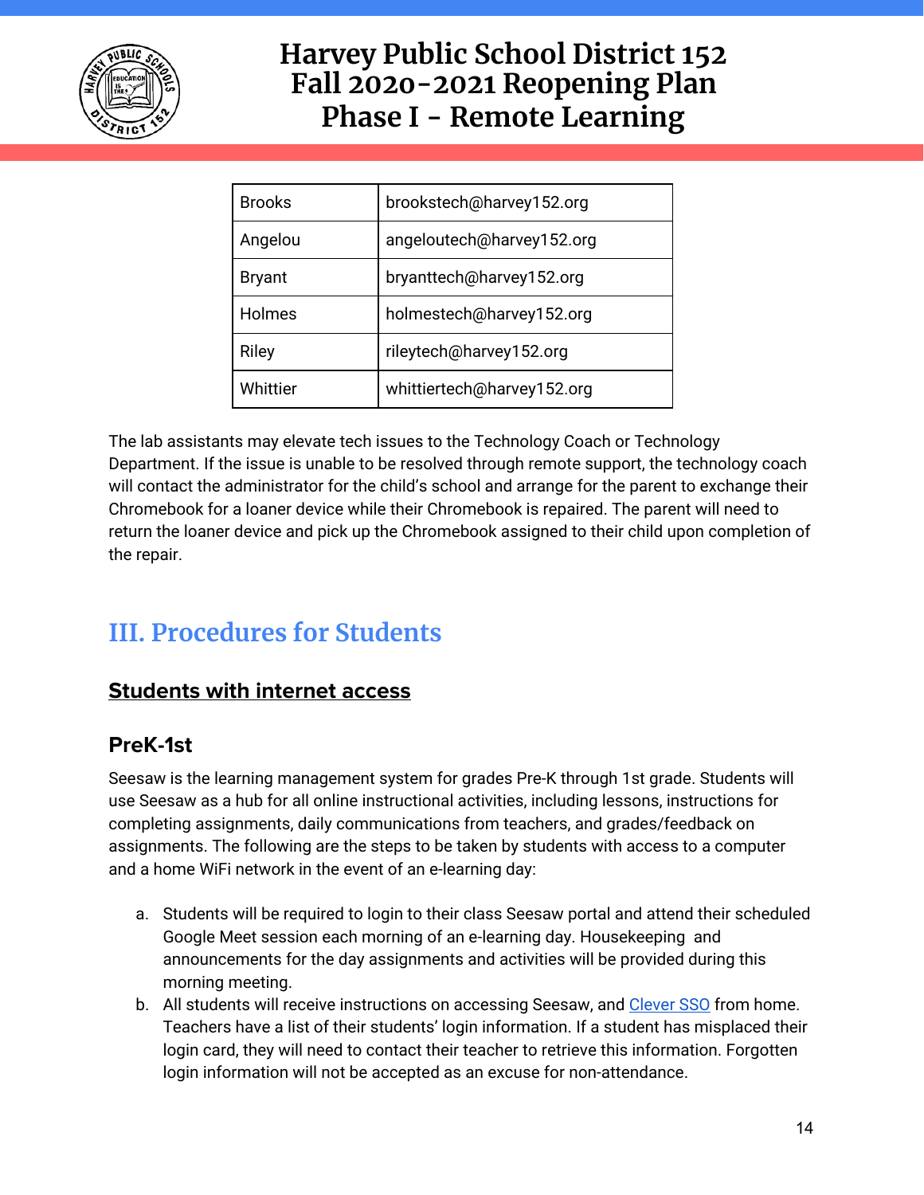| Brooks | brookstech@harvey152.org |
|---|---|
| Angelou | angeloutech@harvey152.org |
| Bryant | bryanttech@harvey152.org |
| Holmes | holmestech@harvey152.org |
| Riley | rileytech@harvey152.org |
| Whittier | whittiertech@harvey152.org |

The lab assistants may elevate tech issues to the Technology Coach or Technology Department. If the issue is unable to be resolved through remote support, the technology coach will contact the administrator for the child's school and arrange for the parent to exchange their Chromebook for a loaner device while their Chromebook is repaired. The parent will need to return the loaner device and pick up the Chromebook assigned to their child upon completion of the repair.

## III. Procedures for Students

### Students with internet access

#### PreK-1st

Seesaw is the learning management system for grades Pre-K through 1st grade. Students will use Seesaw as a hub for all online instructional activities, including lessons, instructions for completing assignments, daily communications from teachers, and grades/feedback on assignments. The following are the steps to be taken by students with access to a computer and a home WiFi network in the event of an e-learning day:

a. Students will be required to login to their class Seesaw portal and attend their scheduled Google Meet session each morning of an e-learning day. Housekeeping and announcements for the day assignments and activities will be provided during this morning meeting.
b. All students will receive instructions on accessing Seesaw, and Clever SSO from home. Teachers have a list of their students' login information. If a student has misplaced their login card, they will need to contact their teacher to retrieve this information. Forgotten login information will not be accepted as an excuse for non-attendance.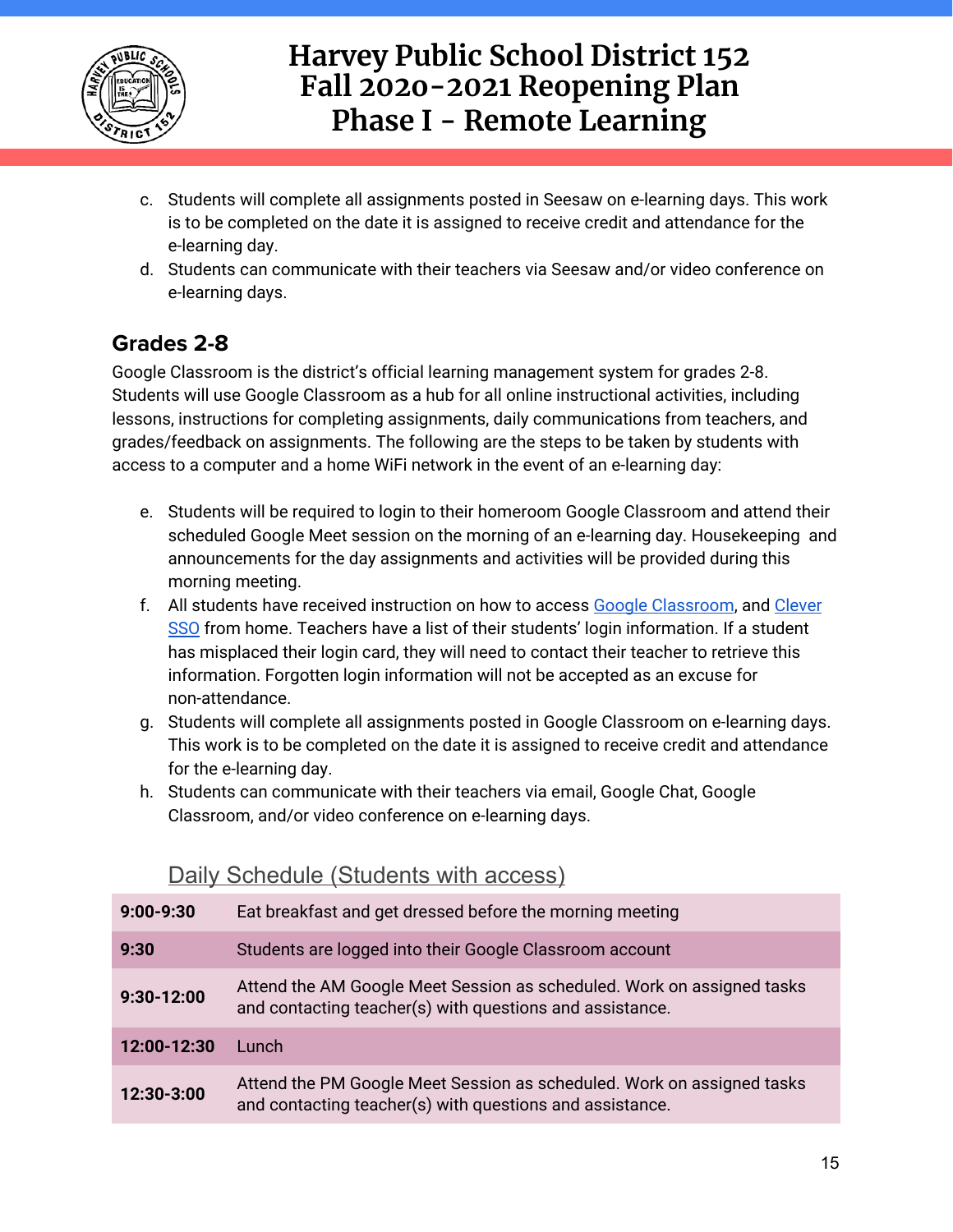c. Students will complete all assignments posted in Seesaw on e-learning days. This work is to be completed on the date it is assigned to receive credit and attendance for the e-learning day.
d. Students can communicate with their teachers via Seesaw and/or video conference on e-learning days.

## Grades 2-8

Google Classroom is the district's official learning management system for grades 2-8. Students will use Google Classroom as a hub for all online instructional activities, including lessons, instructions for completing assignments, daily communications from teachers, and grades/feedback on assignments. The following are the steps to be taken by students with access to a computer and a home WiFi network in the event of an e-learning day:

e. Students will be required to login to their homeroom Google Classroom and attend their scheduled Google Meet session on the morning of an e-learning day. Housekeeping and announcements for the day assignments and activities will be provided during this morning meeting.
f. All students have received instruction on how to access Google Classroom, and Clever SSO from home. Teachers have a list of their students' login information. If a student has misplaced their login card, they will need to contact their teacher to retrieve this information. Forgotten login information will not be accepted as an excuse for non-attendance.
g. Students will complete all assignments posted in Google Classroom on e-learning days. This work is to be completed on the date it is assigned to receive credit and attendance for the e-learning day.
h. Students can communicate with their teachers via email, Google Chat, Google Classroom, and/or video conference on e-learning days.

### Daily Schedule (Students with access)

| | |
|---|---|
| **9:00-9:30** | Eat breakfast and get dressed before the morning meeting |
| **9:30** | Students are logged into their Google Classroom account |
| **9:30-12:00** | Attend the AM Google Meet Session as scheduled. Work on assigned tasks and contacting teacher(s) with questions and assistance. |
| **12:00-12:30** | Lunch |
| **12:30-3:00** | Attend the PM Google Meet Session as scheduled. Work on assigned tasks and contacting teacher(s) with questions and assistance. |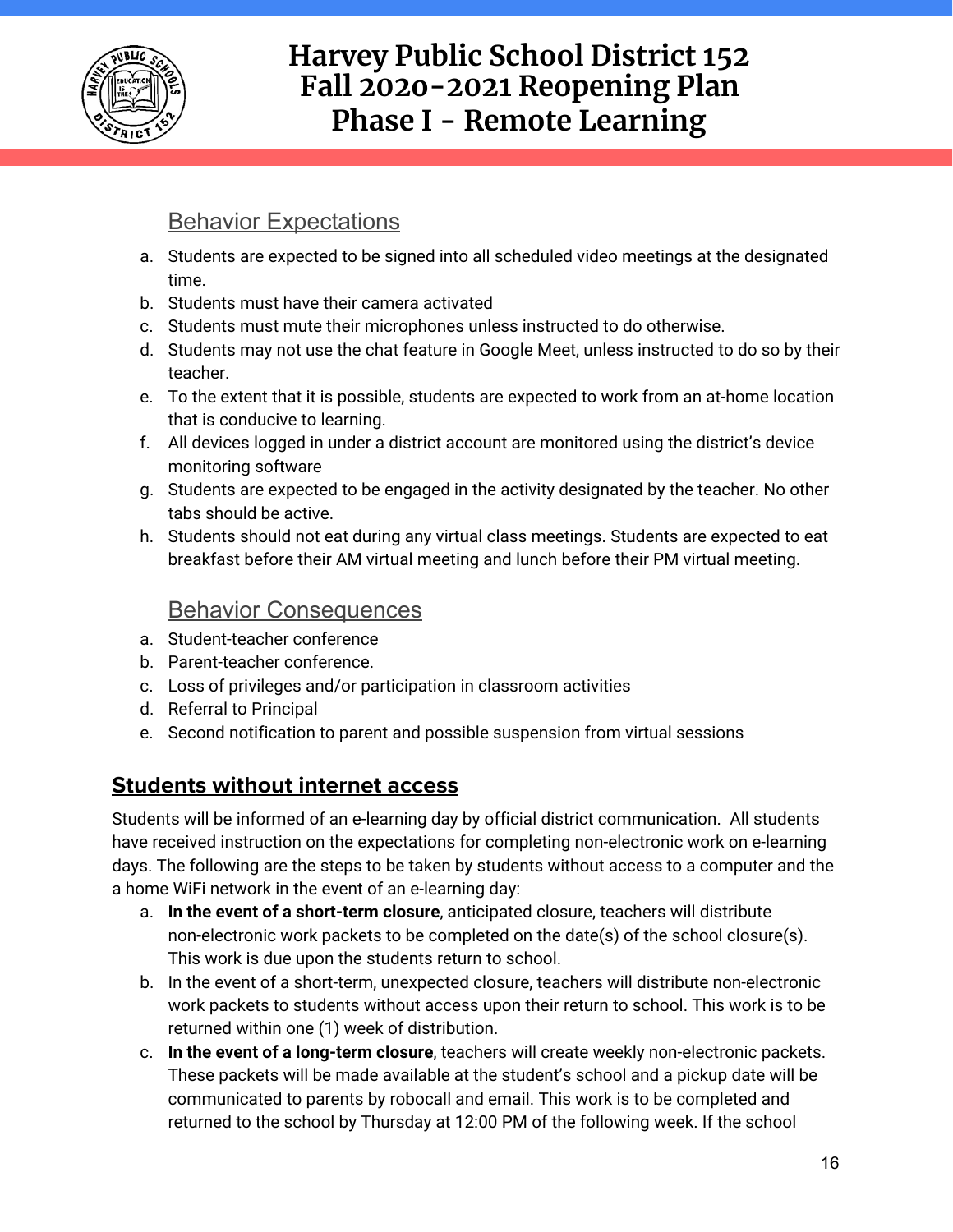### Behavior Expectations

a. Students are expected to be signed into all scheduled video meetings at the designated time.
b. Students must have their camera activated
c. Students must mute their microphones unless instructed to do otherwise.
d. Students may not use the chat feature in Google Meet, unless instructed to do so by their teacher.
e. To the extent that it is possible, students are expected to work from an at-home location that is conducive to learning.
f. All devices logged in under a district account are monitored using the district's device monitoring software
g. Students are expected to be engaged in the activity designated by the teacher. No other tabs should be active.
h. Students should not eat during any virtual class meetings. Students are expected to eat breakfast before their AM virtual meeting and lunch before their PM virtual meeting.

### Behavior Consequences

a. Student-teacher conference
b. Parent-teacher conference.
c. Loss of privileges and/or participation in classroom activities
d. Referral to Principal
e. Second notification to parent and possible suspension from virtual sessions

## Students without internet access

Students will be informed of an e-learning day by official district communication. All students have received instruction on the expectations for completing non-electronic work on e-learning days. The following are the steps to be taken by students without access to a computer and the a home WiFi network in the event of an e-learning day:

a. **In the event of a short-term closure**, anticipated closure, teachers will distribute non-electronic work packets to be completed on the date(s) of the school closure(s). This work is due upon the students return to school.
b. In the event of a short-term, unexpected closure, teachers will distribute non-electronic work packets to students without access upon their return to school. This work is to be returned within one (1) week of distribution.
c. **In the event of a long-term closure**, teachers will create weekly non-electronic packets. These packets will be made available at the student's school and a pickup date will be communicated to parents by robocall and email. This work is to be completed and returned to the school by Thursday at 12:00 PM of the following week. If the school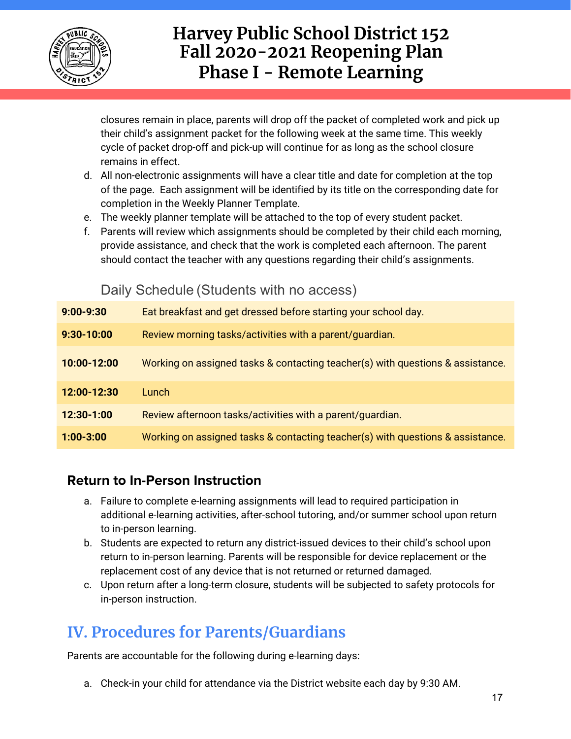closures remain in place, parents will drop off the packet of completed work and pick up their child's assignment packet for the following week at the same time. This weekly cycle of packet drop-off and pick-up will continue for as long as the school closure remains in effect.

d. All non-electronic assignments will have a clear title and date for completion at the top of the page. Each assignment will be identified by its title on the corresponding date for completion in the Weekly Planner Template.
e. The weekly planner template will be attached to the top of every student packet.
f. Parents will review which assignments should be completed by their child each morning, provide assistance, and check that the work is completed each afternoon. The parent should contact the teacher with any questions regarding their child's assignments.

### Daily Schedule (Students with no access)

| Time | Activity |
|---|---|
| **9:00-9:30** | Eat breakfast and get dressed before starting your school day. |
| **9:30-10:00** | Review morning tasks/activities with a parent/guardian. |
| **10:00-12:00** | Working on assigned tasks & contacting teacher(s) with questions & assistance. |
| **12:00-12:30** | Lunch |
| **12:30-1:00** | Review afternoon tasks/activities with a parent/guardian. |
| **1:00-3:00** | Working on assigned tasks & contacting teacher(s) with questions & assistance. |

### Return to In-Person Instruction

a. Failure to complete e-learning assignments will lead to required participation in additional e-learning activities, after-school tutoring, and/or summer school upon return to in-person learning.
b. Students are expected to return any district-issued devices to their child's school upon return to in-person learning. Parents will be responsible for device replacement or the replacement cost of any device that is not returned or returned damaged.
c. Upon return after a long-term closure, students will be subjected to safety protocols for in-person instruction.

## IV. Procedures for Parents/Guardians

Parents are accountable for the following during e-learning days:

a. Check-in your child for attendance via the District website each day by 9:30 AM.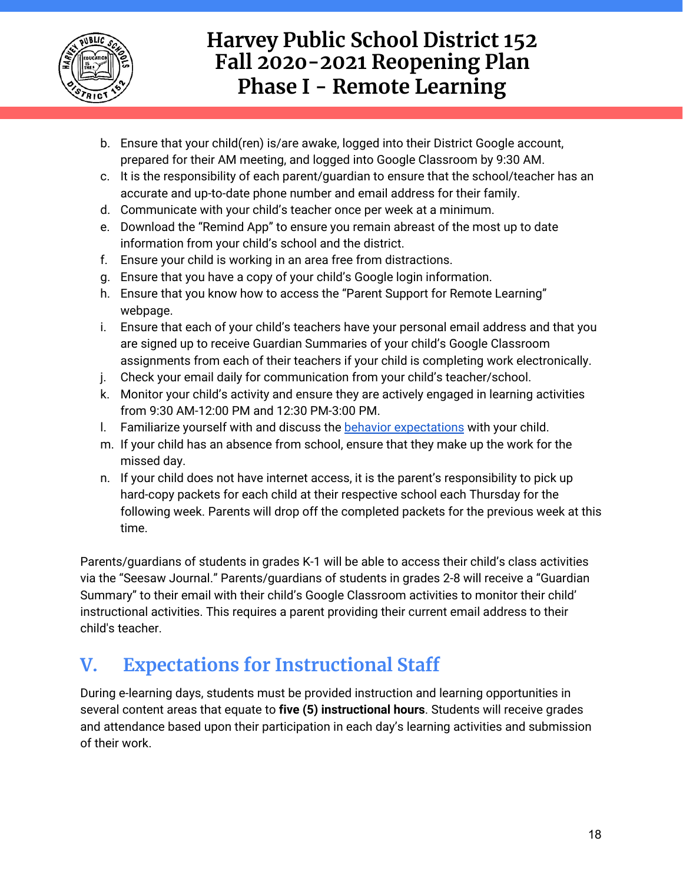b. Ensure that your child(ren) is/are awake, logged into their District Google account, prepared for their AM meeting, and logged into Google Classroom by 9:30 AM.
c. It is the responsibility of each parent/guardian to ensure that the school/teacher has an accurate and up-to-date phone number and email address for their family.
d. Communicate with your child's teacher once per week at a minimum.
e. Download the "Remind App" to ensure you remain abreast of the most up to date information from your child's school and the district.
f. Ensure your child is working in an area free from distractions.
g. Ensure that you have a copy of your child's Google login information.
h. Ensure that you know how to access the "Parent Support for Remote Learning" webpage.
i. Ensure that each of your child's teachers have your personal email address and that you are signed up to receive Guardian Summaries of your child's Google Classroom assignments from each of their teachers if your child is completing work electronically.
j. Check your email daily for communication from your child's teacher/school.
k. Monitor your child's activity and ensure they are actively engaged in learning activities from 9:30 AM-12:00 PM and 12:30 PM-3:00 PM.
l. Familiarize yourself with and discuss the behavior expectations with your child.
m. If your child has an absence from school, ensure that they make up the work for the missed day.
n. If your child does not have internet access, it is the parent's responsibility to pick up hard-copy packets for each child at their respective school each Thursday for the following week. Parents will drop off the completed packets for the previous week at this time.

Parents/guardians of students in grades K-1 will be able to access their child's class activities via the "Seesaw Journal." Parents/guardians of students in grades 2-8 will receive a "Guardian Summary" to their email with their child's Google Classroom activities to monitor their child' instructional activities. This requires a parent providing their current email address to their child's teacher.

## V. Expectations for Instructional Staff

During e-learning days, students must be provided instruction and learning opportunities in several content areas that equate to **five (5) instructional hours**. Students will receive grades and attendance based upon their participation in each day's learning activities and submission of their work.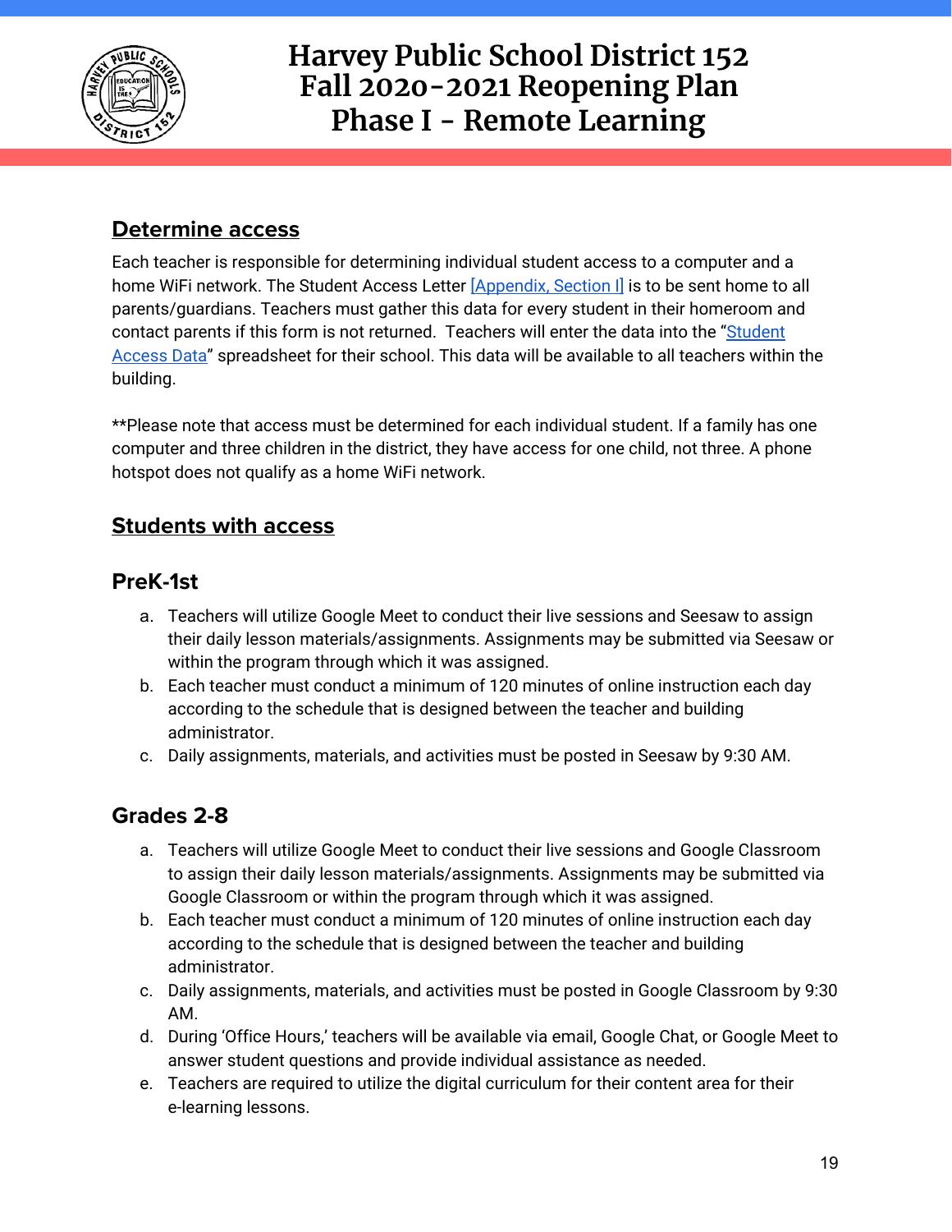## Determine access

Each teacher is responsible for determining individual student access to a computer and a home WiFi network. The Student Access Letter [Appendix, Section I] is to be sent home to all parents/guardians. Teachers must gather this data for every student in their homeroom and contact parents if this form is not returned. Teachers will enter the data into the "Student Access Data" spreadsheet for their school. This data will be available to all teachers within the building.

**Please note that access must be determined for each individual student. If a family has one computer and three children in the district, they have access for one child, not three. A phone hotspot does not qualify as a home WiFi network.

## Students with access

### PreK-1st

a. Teachers will utilize Google Meet to conduct their live sessions and Seesaw to assign their daily lesson materials/assignments. Assignments may be submitted via Seesaw or within the program through which it was assigned.
b. Each teacher must conduct a minimum of 120 minutes of online instruction each day according to the schedule that is designed between the teacher and building administrator.
c. Daily assignments, materials, and activities must be posted in Seesaw by 9:30 AM.

### Grades 2-8

a. Teachers will utilize Google Meet to conduct their live sessions and Google Classroom to assign their daily lesson materials/assignments. Assignments may be submitted via Google Classroom or within the program through which it was assigned.
b. Each teacher must conduct a minimum of 120 minutes of online instruction each day according to the schedule that is designed between the teacher and building administrator.
c. Daily assignments, materials, and activities must be posted in Google Classroom by 9:30 AM.
d. During 'Office Hours,' teachers will be available via email, Google Chat, or Google Meet to answer student questions and provide individual assistance as needed.
e. Teachers are required to utilize the digital curriculum for their content area for their e-learning lessons.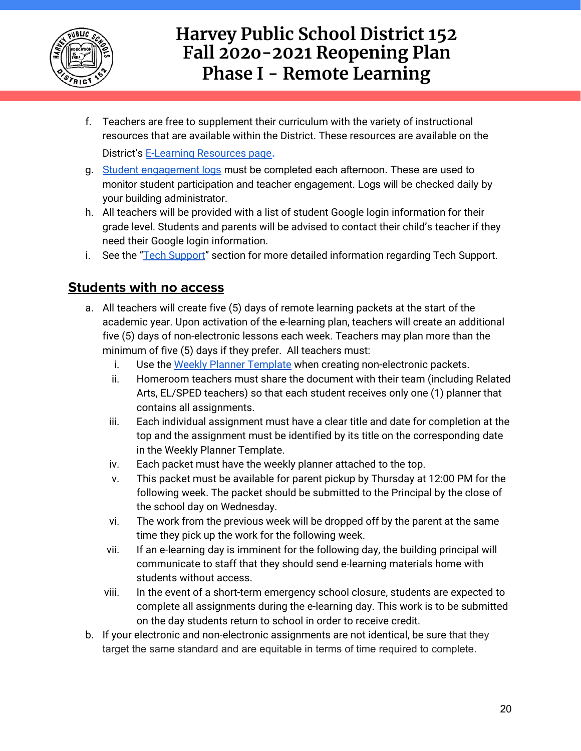f. Teachers are free to supplement their curriculum with the variety of instructional resources that are available within the District. These resources are available on the District's [E-Learning Resources page](#).
g. [Student engagement logs](#) must be completed each afternoon. These are used to monitor student participation and teacher engagement. Logs will be checked daily by your building administrator.
h. All teachers will be provided with a list of student Google login information for their grade level. Students and parents will be advised to contact their child's teacher if they need their Google login information.
i. See the "[Tech Support](#)" section for more detailed information regarding Tech Support.

## Students with no access

a. All teachers will create five (5) days of remote learning packets at the start of the academic year. Upon activation of the e-learning plan, teachers will create an additional five (5) days of non-electronic lessons each week. Teachers may plan more than the minimum of five (5) days if they prefer. All teachers must:
   i. Use the [Weekly Planner Template](#) when creating non-electronic packets.
   ii. Homeroom teachers must share the document with their team (including Related Arts, EL/SPED teachers) so that each student receives only one (1) planner that contains all assignments.
   iii. Each individual assignment must have a clear title and date for completion at the top and the assignment must be identified by its title on the corresponding date in the Weekly Planner Template.
   iv. Each packet must have the weekly planner attached to the top.
   v. This packet must be available for parent pickup by Thursday at 12:00 PM for the following week. The packet should be submitted to the Principal by the close of the school day on Wednesday.
   vi. The work from the previous week will be dropped off by the parent at the same time they pick up the work for the following week.
   vii. If an e-learning day is imminent for the following day, the building principal will communicate to staff that they should send e-learning materials home with students without access.
   viii. In the event of a short-term emergency school closure, students are expected to complete all assignments during the e-learning day. This work is to be submitted on the day students return to school in order to receive credit.

b. If your electronic and non-electronic assignments are not identical, be sure that they target the same standard and are equitable in terms of time required to complete.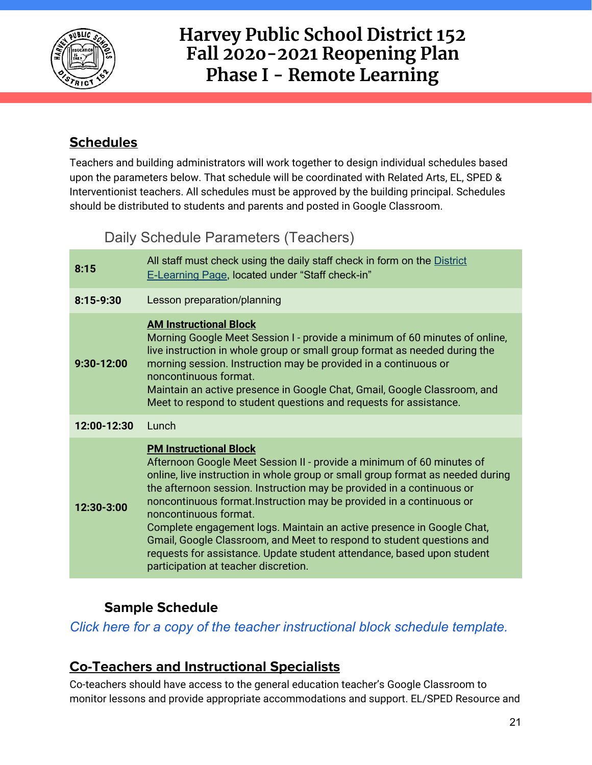## Schedules

Teachers and building administrators will work together to design individual schedules based upon the parameters below. That schedule will be coordinated with Related Arts, EL, SPED & Interventionist teachers. All schedules must be approved by the building principal. Schedules should be distributed to students and parents and posted in Google Classroom.

### Daily Schedule Parameters (Teachers)

| | |
|---|---|
| **8:15** | All staff must check using the daily staff check in form on the District E-Learning Page, located under "Staff check-in" |
| **8:15-9:30** | Lesson preparation/planning |
| **9:30-12:00** | **AM Instructional Block**<br>Morning Google Meet Session I - provide a minimum of 60 minutes of online, live instruction in whole group or small group format as needed during the morning session. Instruction may be provided in a continuous or noncontinuous format.<br>Maintain an active presence in Google Chat, Gmail, Google Classroom, and Meet to respond to student questions and requests for assistance. |
| **12:00-12:30** | Lunch |
| **12:30-3:00** | **PM Instructional Block**<br>Afternoon Google Meet Session II - provide a minimum of 60 minutes of online, live instruction in whole group or small group format as needed during the afternoon session. Instruction may be provided in a continuous or noncontinuous format.Instruction may be provided in a continuous or noncontinuous format.<br>Complete engagement logs. Maintain an active presence in Google Chat, Gmail, Google Classroom, and Meet to respond to student questions and requests for assistance. Update student attendance, based upon student participation at teacher discretion. |

### Sample Schedule

*Click here for a copy of the teacher instructional block schedule template.*

## Co-Teachers and Instructional Specialists

Co-teachers should have access to the general education teacher's Google Classroom to monitor lessons and provide appropriate accommodations and support. EL/SPED Resource and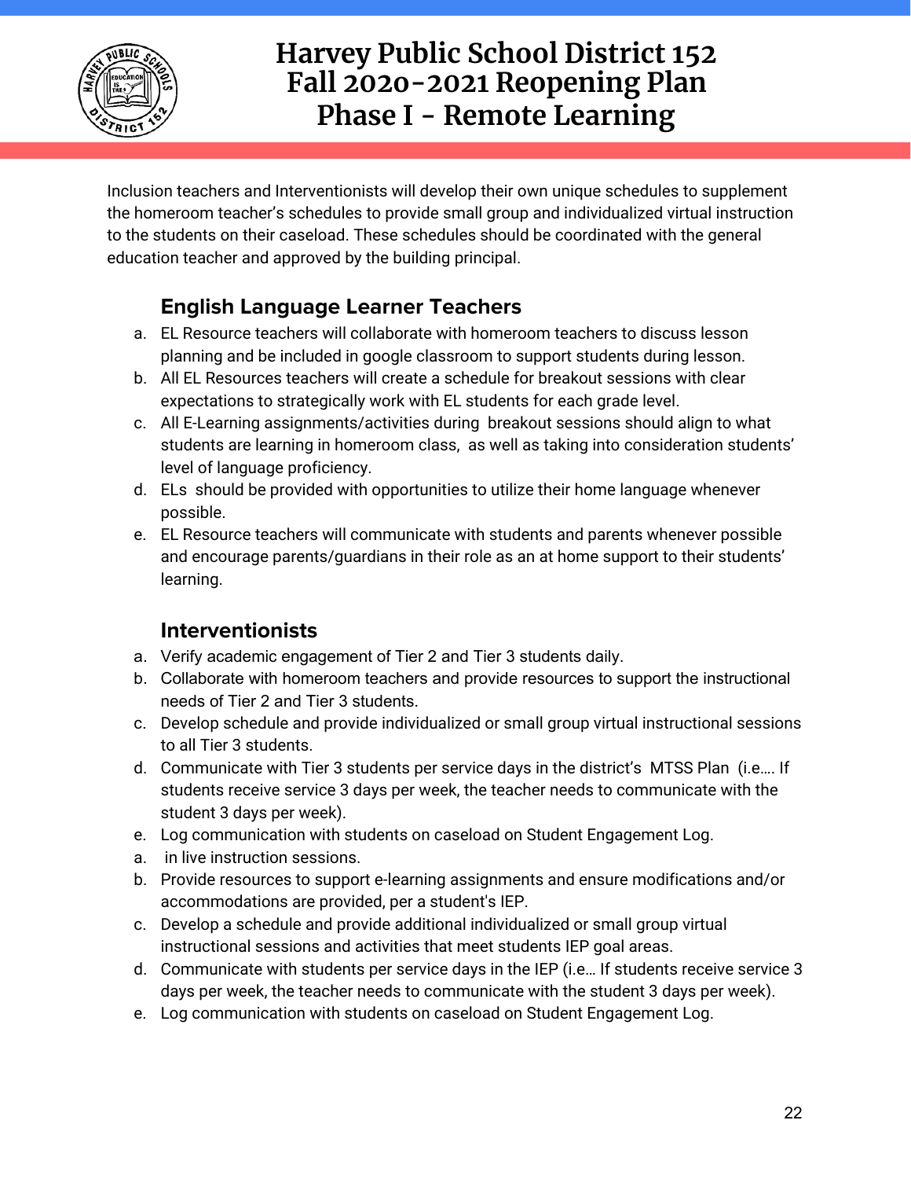Inclusion teachers and Interventionists will develop their own unique schedules to supplement the homeroom teacher's schedules to provide small group and individualized virtual instruction to the students on their caseload. These schedules should be coordinated with the general education teacher and approved by the building principal.

### English Language Learner Teachers

a. EL Resource teachers will collaborate with homeroom teachers to discuss lesson planning and be included in google classroom to support students during lesson.
b. All EL Resources teachers will create a schedule for breakout sessions with clear expectations to strategically work with EL students for each grade level.
c. All E-Learning assignments/activities during breakout sessions should align to what students are learning in homeroom class, as well as taking into consideration students' level of language proficiency.
d. ELs should be provided with opportunities to utilize their home language whenever possible.
e. EL Resource teachers will communicate with students and parents whenever possible and encourage parents/guardians in their role as an at home support to their students' learning.

### Interventionists

a. Verify academic engagement of Tier 2 and Tier 3 students daily.
b. Collaborate with homeroom teachers and provide resources to support the instructional needs of Tier 2 and Tier 3 students.
c. Develop schedule and provide individualized or small group virtual instructional sessions to all Tier 3 students.
d. Communicate with Tier 3 students per service days in the district's MTSS Plan (i.e.... If students receive service 3 days per week, the teacher needs to communicate with the student 3 days per week).
e. Log communication with students on caseload on Student Engagement Log.

a. in live instruction sessions.
b. Provide resources to support e-learning assignments and ensure modifications and/or accommodations are provided, per a student's IEP.
c. Develop a schedule and provide additional individualized or small group virtual instructional sessions and activities that meet students IEP goal areas.
d. Communicate with students per service days in the IEP (i.e... If students receive service 3 days per week, the teacher needs to communicate with the student 3 days per week).
e. Log communication with students on caseload on Student Engagement Log.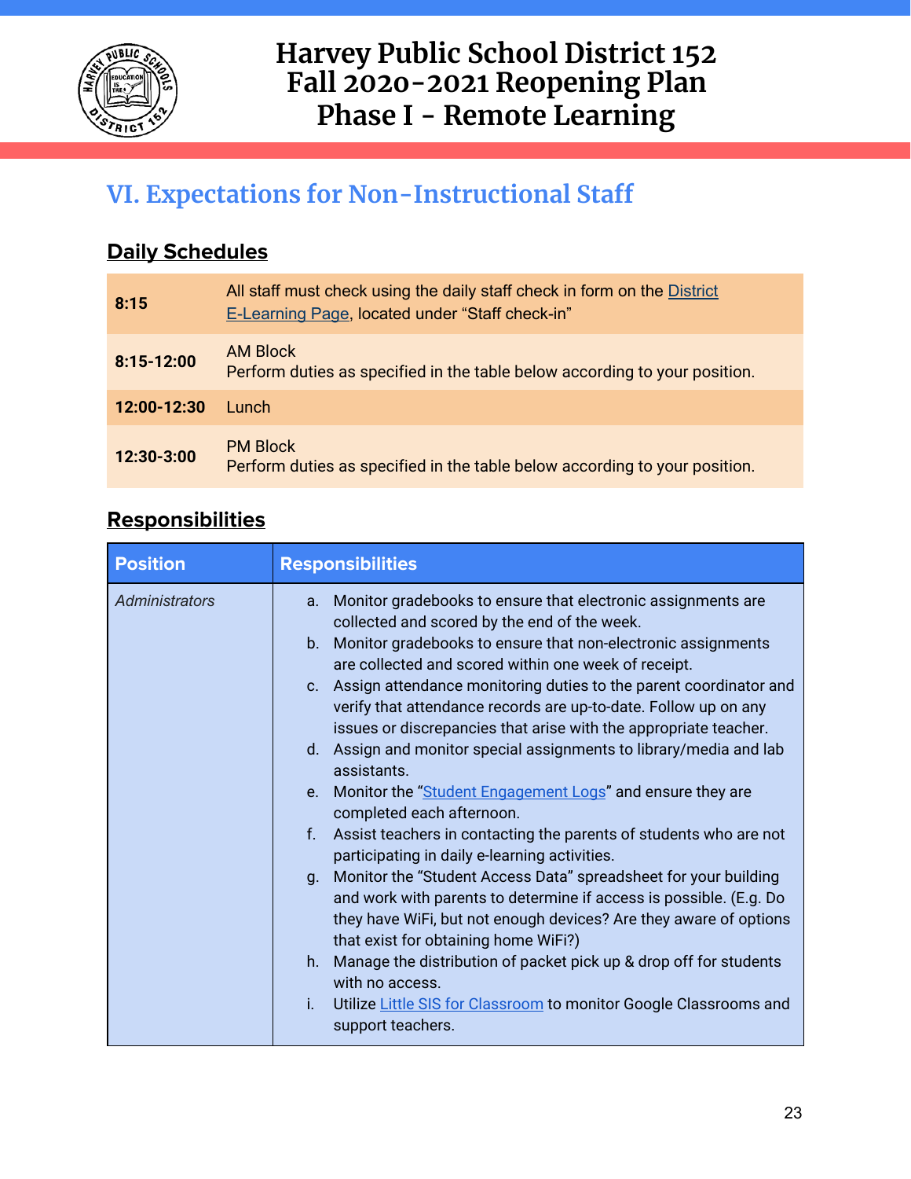# VI. Expectations for Non-Instructional Staff

## Daily Schedules

| | |
|---|---|
| **8:15** | All staff must check using the daily staff check in form on the District E-Learning Page, located under "Staff check-in" |
| **8:15-12:00** | AM Block<br>Perform duties as specified in the table below according to your position. |
| **12:00-12:30** | Lunch |
| **12:30-3:00** | PM Block<br>Perform duties as specified in the table below according to your position. |

## Responsibilities

| Position | Responsibilities |
|---|---|
| *Administrators* | a. Monitor gradebooks to ensure that electronic assignments are collected and scored by the end of the week.<br>b. Monitor gradebooks to ensure that non-electronic assignments are collected and scored within one week of receipt.<br>c. Assign attendance monitoring duties to the parent coordinator and verify that attendance records are up-to-date. Follow up on any issues or discrepancies that arise with the appropriate teacher.<br>d. Assign and monitor special assignments to library/media and lab assistants.<br>e. Monitor the "Student Engagement Logs" and ensure they are completed each afternoon.<br>f. Assist teachers in contacting the parents of students who are not participating in daily e-learning activities.<br>g. Monitor the "Student Access Data" spreadsheet for your building and work with parents to determine if access is possible. (E.g. Do they have WiFi, but not enough devices? Are they aware of options that exist for obtaining home WiFi?)<br>h. Manage the distribution of packet pick up & drop off for students with no access.<br>i. Utilize Little SIS for Classroom to monitor Google Classrooms and support teachers. |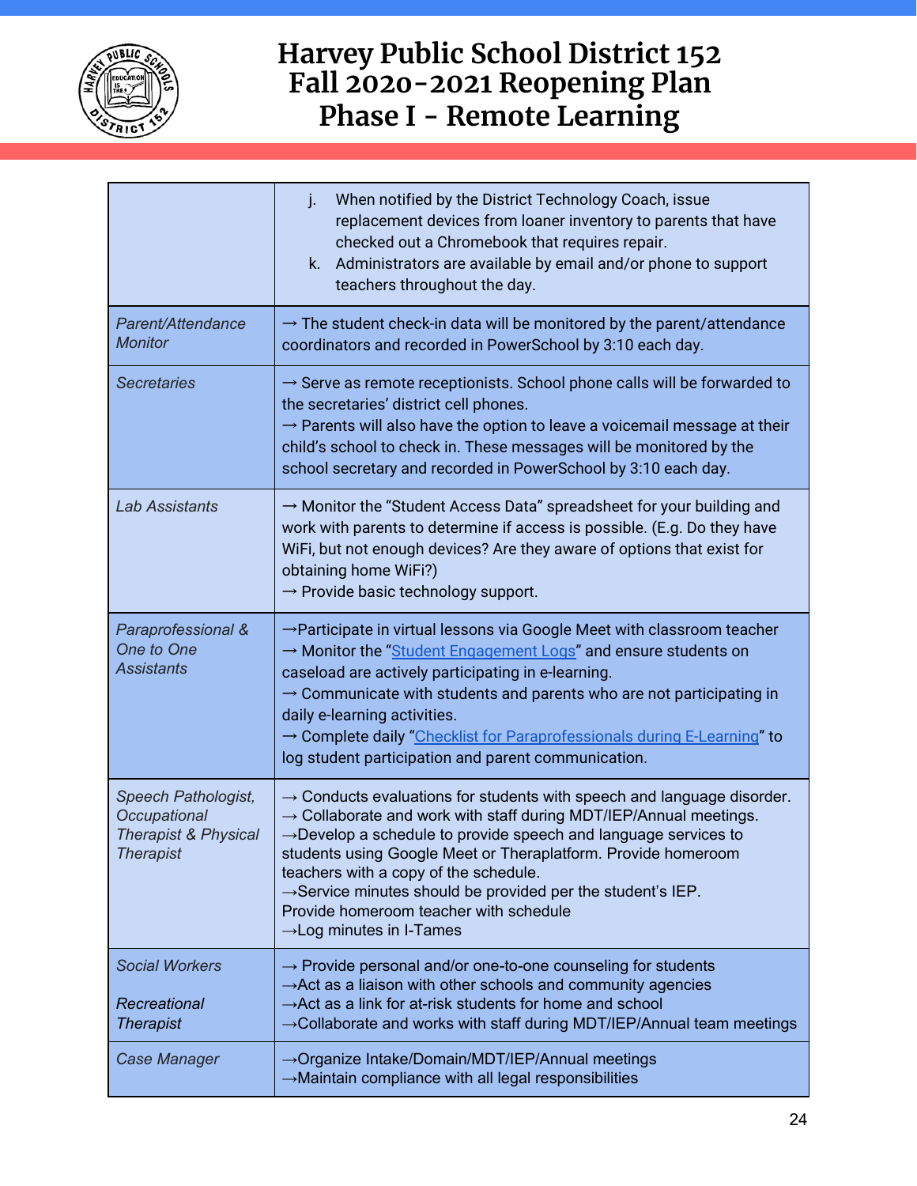| | |
|---|---|
| | j. When notified by the District Technology Coach, issue replacement devices from loaner inventory to parents that have checked out a Chromebook that requires repair.<br>k. Administrators are available by email and/or phone to support teachers throughout the day. |
| *Parent/Attendance Monitor* | → The student check-in data will be monitored by the parent/attendance coordinators and recorded in PowerSchool by 3:10 each day. |
| *Secretaries* | → Serve as remote receptionists. School phone calls will be forwarded to the secretaries' district cell phones.<br>→ Parents will also have the option to leave a voicemail message at their child's school to check in. These messages will be monitored by the school secretary and recorded in PowerSchool by 3:10 each day. |
| *Lab Assistants* | → Monitor the "Student Access Data" spreadsheet for your building and work with parents to determine if access is possible. (E.g. Do they have WiFi, but not enough devices? Are they aware of options that exist for obtaining home WiFi?)<br>→ Provide basic technology support. |
| *Paraprofessional & One to One Assistants* | →Participate in virtual lessons via Google Meet with classroom teacher<br>→ Monitor the "Student Engagement Logs" and ensure students on caseload are actively participating in e-learning.<br>→ Communicate with students and parents who are not participating in daily e-learning activities.<br>→ Complete daily "Checklist for Paraprofessionals during E-Learning" to log student participation and parent communication. |
| *Speech Pathologist, Occupational Therapist & Physical Therapist* | → Conducts evaluations for students with speech and language disorder.<br>→ Collaborate and work with staff during MDT/IEP/Annual meetings.<br>→Develop a schedule to provide speech and language services to students using Google Meet or Theraplatform. Provide homeroom teachers with a copy of the schedule.<br>→Service minutes should be provided per the student's IEP. Provide homeroom teacher with schedule<br>→Log minutes in I-Tames |
| *Social Workers*<br><br>*Recreational Therapist* | → Provide personal and/or one-to-one counseling for students<br>→Act as a liaison with other schools and community agencies<br>→Act as a link for at-risk students for home and school<br>→Collaborate and works with staff during MDT/IEP/Annual team meetings |
| *Case Manager* | →Organize Intake/Domain/MDT/IEP/Annual meetings<br>→Maintain compliance with all legal responsibilities |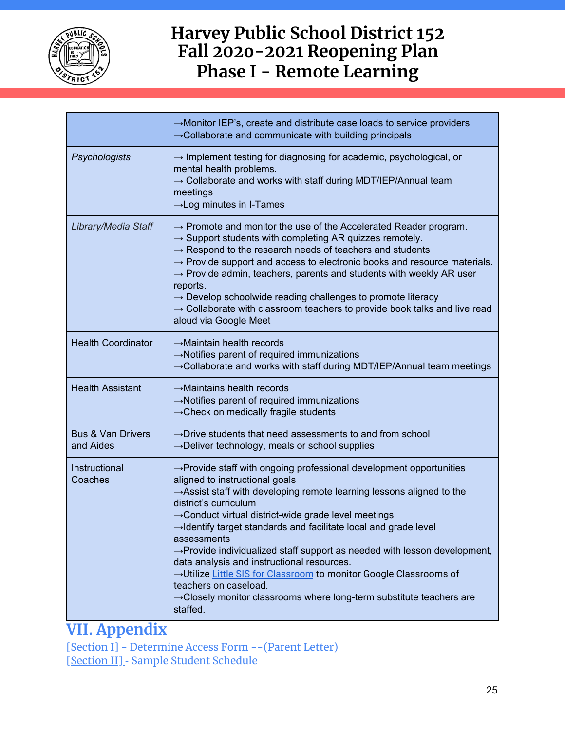| | |
|---|---|
| | →Monitor IEP's, create and distribute case loads to service providers<br>→Collaborate and communicate with building principals |
| *Psychologists* | → Implement testing for diagnosing for academic, psychological, or mental health problems.<br>→ Collaborate and works with staff during MDT/IEP/Annual team meetings<br>→Log minutes in I-Tames |
| *Library/Media Staff* | → Promote and monitor the use of the Accelerated Reader program.<br>→ Support students with completing AR quizzes remotely.<br>→ Respond to the research needs of teachers and students<br>→ Provide support and access to electronic books and resource materials.<br>→ Provide admin, teachers, parents and students with weekly AR user reports.<br>→ Develop schoolwide reading challenges to promote literacy<br>→ Collaborate with classroom teachers to provide book talks and live read aloud via Google Meet |
| Health Coordinator | →Maintain health records<br>→Notifies parent of required immunizations<br>→Collaborate and works with staff during MDT/IEP/Annual team meetings |
| Health Assistant | →Maintains health records<br>→Notifies parent of required immunizations<br>→Check on medically fragile students |
| Bus & Van Drivers and Aides | →Drive students that need assessments to and from school<br>→Deliver technology, meals or school supplies |
| Instructional Coaches | →Provide staff with ongoing professional development opportunities aligned to instructional goals<br>→Assist staff with developing remote learning lessons aligned to the district's curriculum<br>→Conduct virtual district-wide grade level meetings<br>→Identify target standards and facilitate local and grade level assessments<br>→Provide individualized staff support as needed with lesson development, data analysis and instructional resources.<br>→Utilize Little SIS for Classroom to monitor Google Classrooms of teachers on caseload.<br>→Closely monitor classrooms where long-term substitute teachers are staffed. |

# VII. Appendix

[Section I] - Determine Access Form --(Parent Letter)

[Section II] - Sample Student Schedule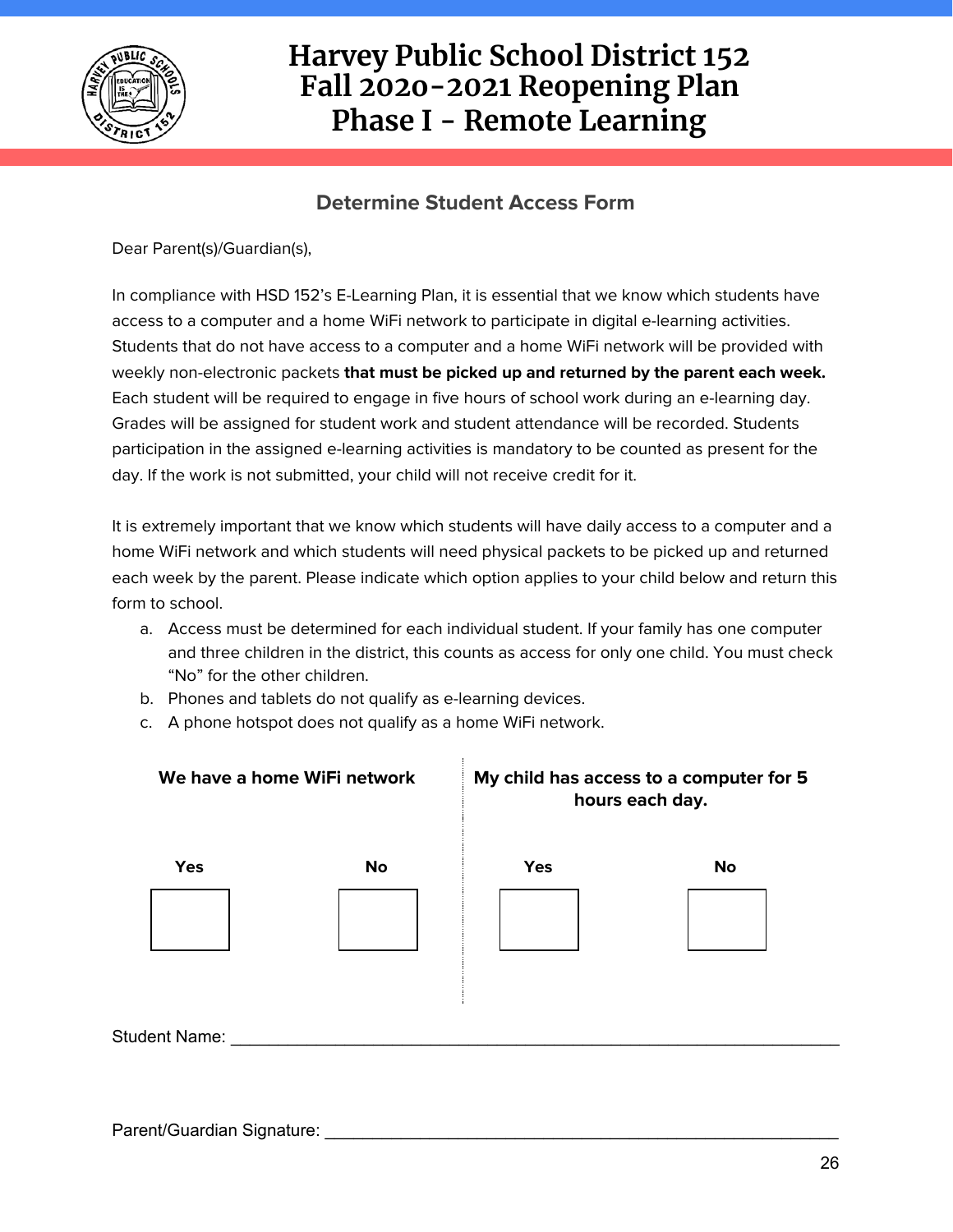# Harvey Public School District 152
# Fall 2020-2021 Reopening Plan
# Phase I - Remote Learning

## Determine Student Access Form

Dear Parent(s)/Guardian(s),

In compliance with HSD 152's E-Learning Plan, it is essential that we know which students have access to a computer and a home WiFi network to participate in digital e-learning activities. Students that do not have access to a computer and a home WiFi network will be provided with weekly non-electronic packets **that must be picked up and returned by the parent each week.** Each student will be required to engage in five hours of school work during an e-learning day. Grades will be assigned for student work and student attendance will be recorded. Students participation in the assigned e-learning activities is mandatory to be counted as present for the day. If the work is not submitted, your child will not receive credit for it.

It is extremely important that we know which students will have daily access to a computer and a home WiFi network and which students will need physical packets to be picked up and returned each week by the parent. Please indicate which option applies to your child below and return this form to school.

a. Access must be determined for each individual student. If your family has one computer and three children in the district, this counts as access for only one child. You must check "No" for the other children.
b. Phones and tablets do not qualify as e-learning devices.
c. A phone hotspot does not qualify as a home WiFi network.

| We have a home WiFi network | | My child has access to a computer for 5 hours each day. | |
|---|---|---|---|
| **Yes** | **No** | **Yes** | **No** |
| ☐ | ☐ | ☐ | ☐ |

Student Name: ____________________________________________

Parent/Guardian Signature: ____________________________________________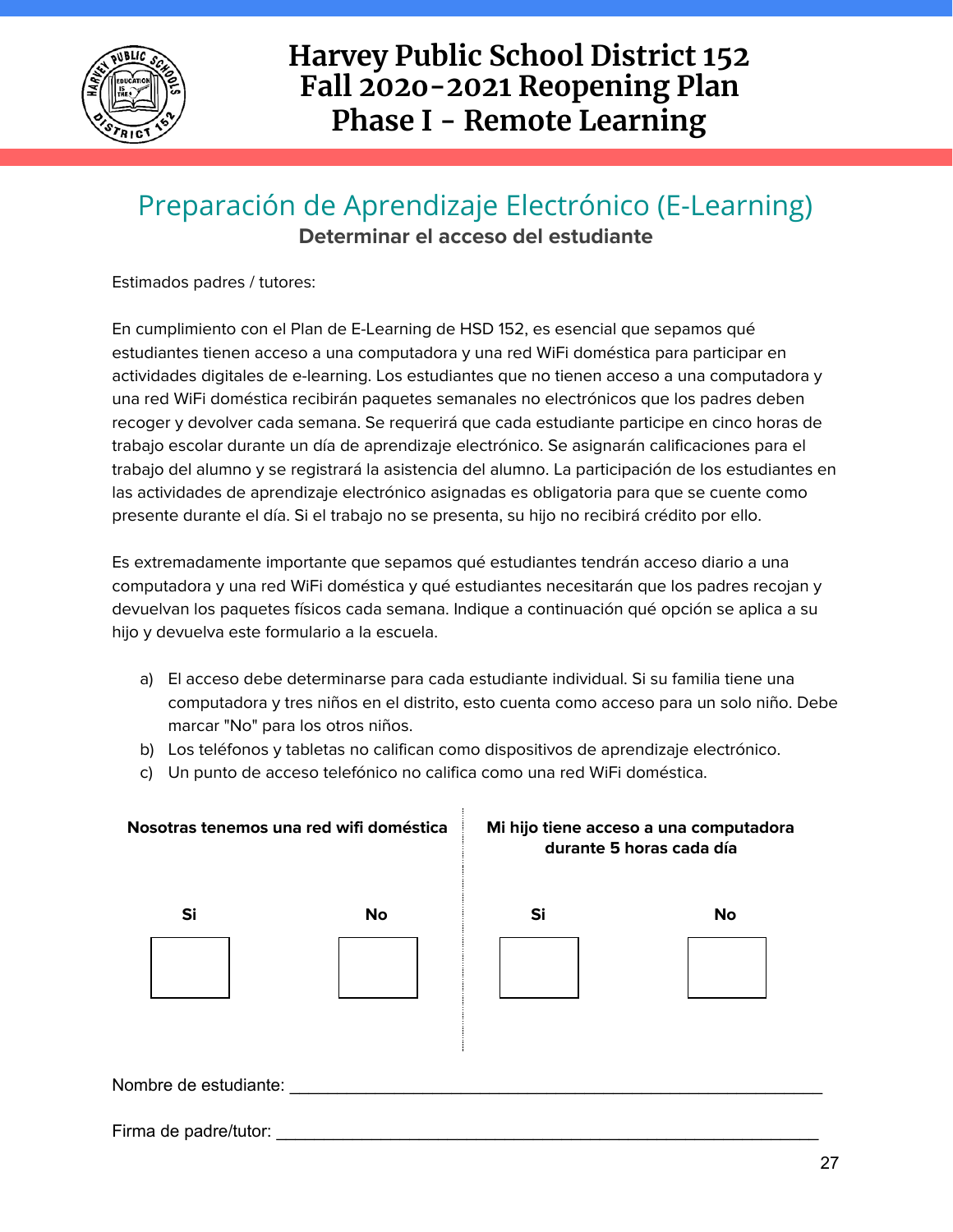# Harvey Public School District 152
# Fall 2020-2021 Reopening Plan
# Phase I - Remote Learning

## Preparación de Aprendizaje Electrónico (E-Learning)

**Determinar el acceso del estudiante**

Estimados padres / tutores:

En cumplimiento con el Plan de E-Learning de HSD 152, es esencial que sepamos qué estudiantes tienen acceso a una computadora y una red WiFi doméstica para participar en actividades digitales de e-learning. Los estudiantes que no tienen acceso a una computadora y una red WiFi doméstica recibirán paquetes semanales no electrónicos que los padres deben recoger y devolver cada semana. Se requerirá que cada estudiante participe en cinco horas de trabajo escolar durante un día de aprendizaje electrónico. Se asignarán calificaciones para el trabajo del alumno y se registrará la asistencia del alumno. La participación de los estudiantes en las actividades de aprendizaje electrónico asignadas es obligatoria para que se cuente como presente durante el día. Si el trabajo no se presenta, su hijo no recibirá crédito por ello.

Es extremadamente importante que sepamos qué estudiantes tendrán acceso diario a una computadora y una red WiFi doméstica y qué estudiantes necesitarán que los padres recojan y devuelvan los paquetes físicos cada semana. Indique a continuación qué opción se aplica a su hijo y devuelva este formulario a la escuela.

a) El acceso debe determinarse para cada estudiante individual. Si su familia tiene una computadora y tres niños en el distrito, esto cuenta como acceso para un solo niño. Debe marcar "No" para los otros niños.
b) Los teléfonos y tabletas no califican como dispositivos de aprendizaje electrónico.
c) Un punto de acceso telefónico no califica como una red WiFi doméstica.

| Nosotras tenemos una red wifi doméstica | | Mi hijo tiene acceso a una computadora durante 5 horas cada día | |
|---|---|---|---|
| Si | No | Si | No |
| ☐ | ☐ | ☐ | ☐ |

Nombre de estudiante: ____________________________________________________________

Firma de padre/tutor: ____________________________________________________________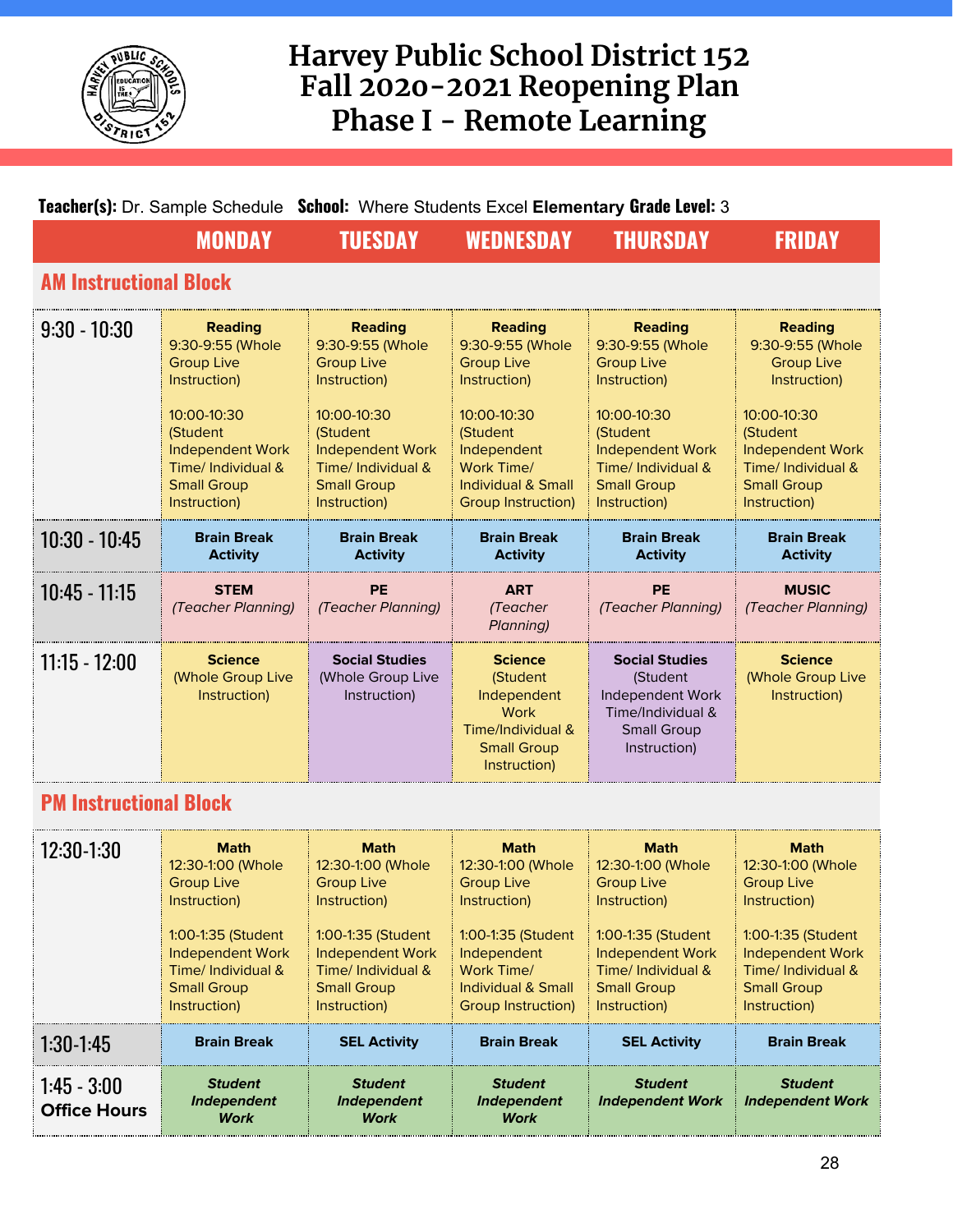# Harvey Public School District 152
# Fall 2020-2021 Reopening Plan
# Phase I - Remote Learning

**Teacher(s):** Dr. Sample Schedule **School:** Where Students Excel **Elementary Grade Level:** 3

| | MONDAY | TUESDAY | WEDNESDAY | THURSDAY | FRIDAY |
|---|---|---|---|---|---|
| **AM Instructional Block** | | | | | |
| 9:30 - 10:30 | **Reading** 9:30-9:55 (Whole Group Live Instruction) 10:00-10:30 (Student Independent Work Time/ Individual & Small Group Instruction) | **Reading** 9:30-9:55 (Whole Group Live Instruction) 10:00-10:30 (Student Independent Work Time/ Individual & Small Group Instruction) | **Reading** 9:30-9:55 (Whole Group Live Instruction) 10:00-10:30 (Student Independent Work Time/ Individual & Small Group Instruction) | **Reading** 9:30-9:55 (Whole Group Live Instruction) 10:00-10:30 (Student Independent Work Time/ Individual & Small Group Instruction) | **Reading** 9:30-9:55 (Whole Group Live Instruction) 10:00-10:30 (Student Independent Work Time/ Individual & Small Group Instruction) |
| 10:30 - 10:45 | **Brain Break Activity** | **Brain Break Activity** | **Brain Break Activity** | **Brain Break Activity** | **Brain Break Activity** |
| 10:45 - 11:15 | **STEM** *(Teacher Planning)* | **PE** *(Teacher Planning)* | **ART** *(Teacher Planning)* | **PE** *(Teacher Planning)* | **MUSIC** *(Teacher Planning)* |
| 11:15 - 12:00 | **Science** (Whole Group Live Instruction) | **Social Studies** (Whole Group Live Instruction) | **Science** (Student Independent Work Time/Individual & Small Group Instruction) | **Social Studies** (Student Independent Work Time/Individual & Small Group Instruction) | **Science** (Whole Group Live Instruction) |
| **PM Instructional Block** | | | | | |
| 12:30-1:30 | **Math** 12:30-1:00 (Whole Group Live Instruction) 1:00-1:35 (Student Independent Work Time/ Individual & Small Group Instruction) | **Math** 12:30-1:00 (Whole Group Live Instruction) 1:00-1:35 (Student Independent Work Time/ Individual & Small Group Instruction) | **Math** 12:30-1:00 (Whole Group Live Instruction) 1:00-1:35 (Student Independent Work Time/ Individual & Small Group Instruction) | **Math** 12:30-1:00 (Whole Group Live Instruction) 1:00-1:35 (Student Independent Work Time/ Individual & Small Group Instruction) | **Math** 12:30-1:00 (Whole Group Live Instruction) 1:00-1:35 (Student Independent Work Time/ Individual & Small Group Instruction) |
| 1:30-1:45 | **Brain Break** | **SEL Activity** | **Brain Break** | **SEL Activity** | **Brain Break** |
| 1:45 - 3:00 **Office Hours** | ***Student Independent Work*** | ***Student Independent Work*** | ***Student Independent Work*** | ***Student Independent Work*** | ***Student Independent Work*** |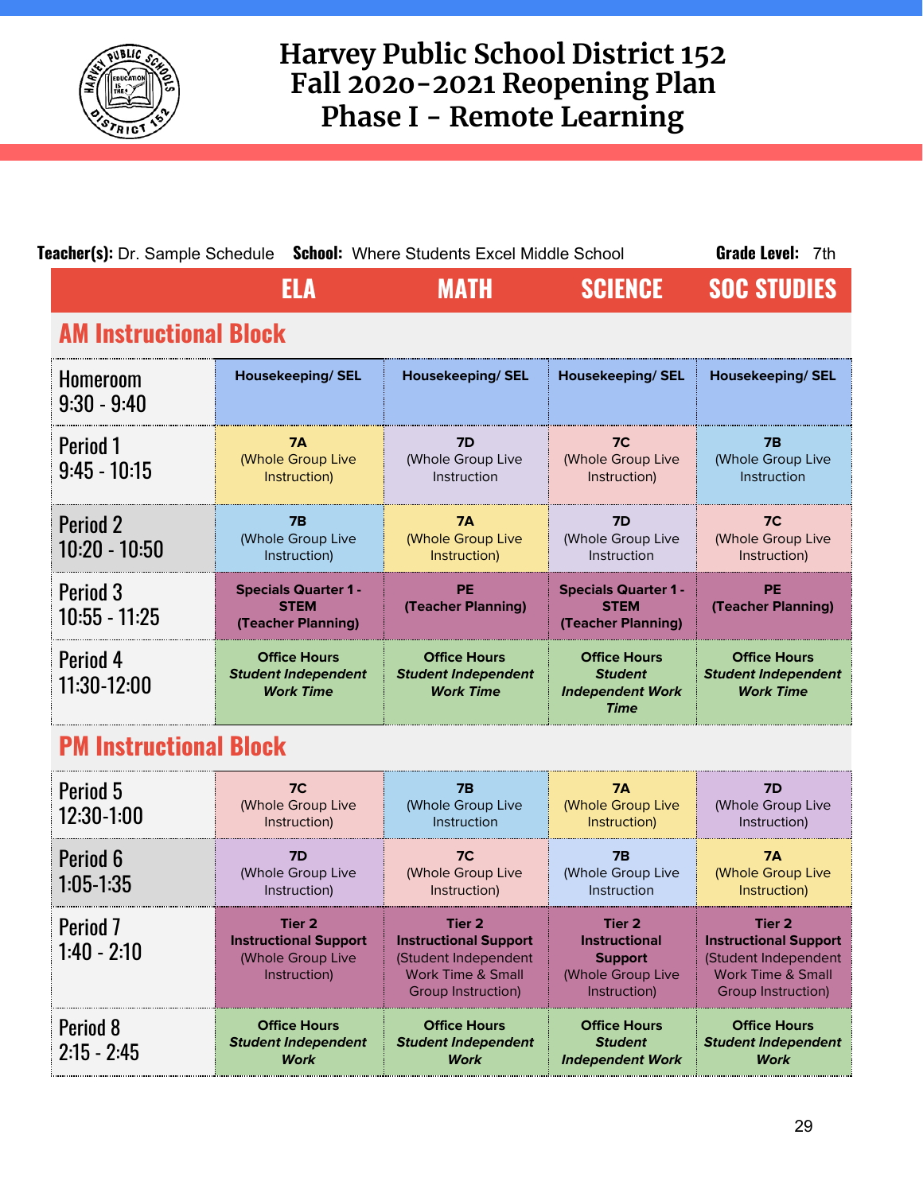# Harvey Public School District 152
# Fall 2020-2021 Reopening Plan
# Phase I - Remote Learning

**Teacher(s):** Dr. Sample Schedule **School:** Where Students Excel Middle School **Grade Level:** 7th

| | ELA | MATH | SCIENCE | SOC STUDIES |
|---|---|---|---|---|
| **AM Instructional Block** | | | | |
| Homeroom 9:30 - 9:40 | **Housekeeping/ SEL** | **Housekeeping/ SEL** | **Housekeeping/ SEL** | **Housekeeping/ SEL** |
| Period 1 9:45 - 10:15 | **7A** (Whole Group Live Instruction) | **7D** (Whole Group Live Instruction | **7C** (Whole Group Live Instruction) | **7B** (Whole Group Live Instruction |
| Period 2 10:20 - 10:50 | **7B** (Whole Group Live Instruction) | **7A** (Whole Group Live Instruction) | **7D** (Whole Group Live Instruction | **7C** (Whole Group Live Instruction) |
| Period 3 10:55 - 11:25 | **Specials Quarter 1 - STEM (Teacher Planning)** | **PE (Teacher Planning)** | **Specials Quarter 1 - STEM (Teacher Planning)** | **PE (Teacher Planning)** |
| Period 4 11:30-12:00 | **Office Hours** ***Student Independent Work Time*** | **Office Hours** ***Student Independent Work Time*** | **Office Hours** ***Student Independent Work Time*** | **Office Hours** ***Student Independent Work Time*** |
| **PM Instructional Block** | | | | |
| Period 5 12:30-1:00 | **7C** (Whole Group Live Instruction) | **7B** (Whole Group Live Instruction | **7A** (Whole Group Live Instruction) | **7D** (Whole Group Live Instruction) |
| Period 6 1:05-1:35 | **7D** (Whole Group Live Instruction) | **7C** (Whole Group Live Instruction) | **7B** (Whole Group Live Instruction | **7A** (Whole Group Live Instruction) |
| Period 7 1:40 - 2:10 | **Tier 2 Instructional Support** (Whole Group Live Instruction) | **Tier 2 Instructional Support** (Student Independent Work Time & Small Group Instruction) | **Tier 2 Instructional Support** (Whole Group Live Instruction) | **Tier 2 Instructional Support** (Student Independent Work Time & Small Group Instruction) |
| Period 8 2:15 - 2:45 | **Office Hours** ***Student Independent Work*** | **Office Hours** ***Student Independent Work*** | **Office Hours** ***Student Independent Work*** | **Office Hours** ***Student Independent Work*** |